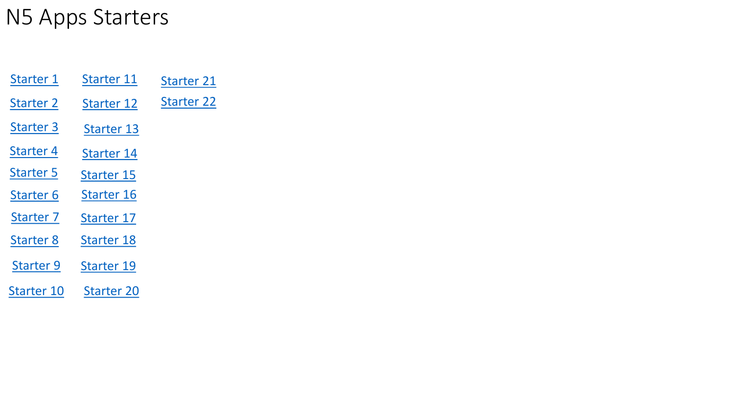# N5 Apps Starters

Starter 1

Starter 2

Starter 3

Starter 4

Starter 5

Starter 6

Starter 7

Starter 8

Starter 9

Starter 10

Starter 11

Starter 12

Starter 13

Starter 14

Starter 15

Starter 16

Starter 17

Starter 18

Starter 19

Starter 20

Starter 21

Starter 22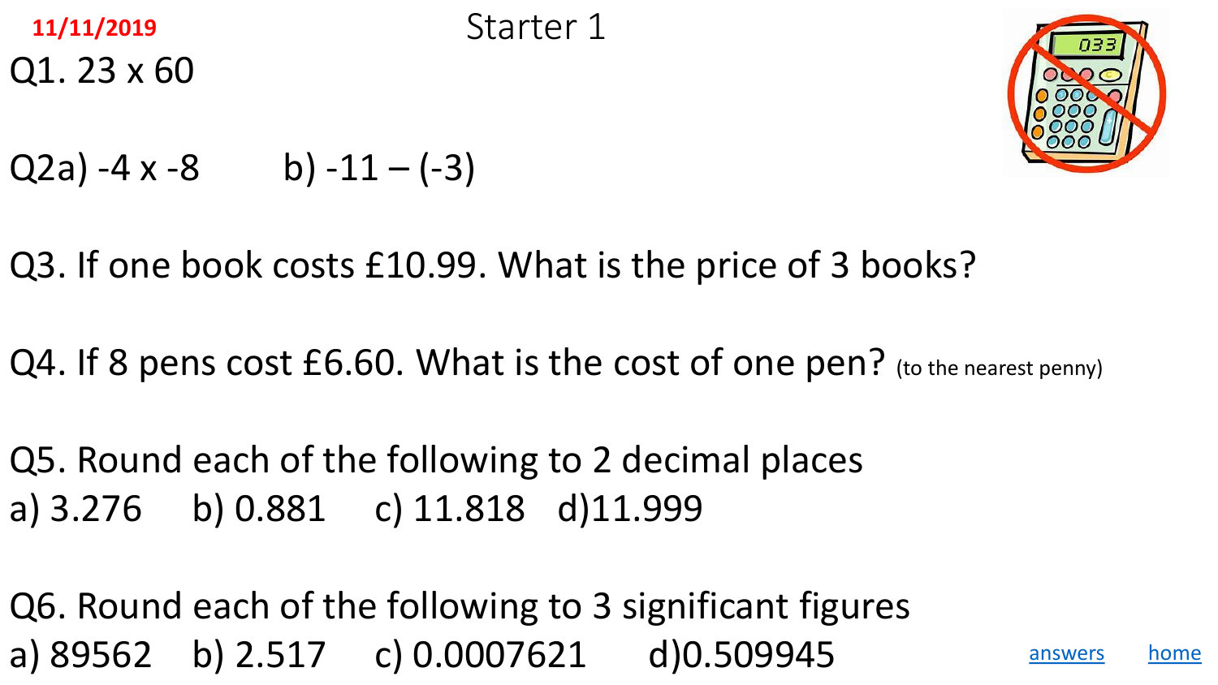11/11/2019

# Starter 1

Q1. $23 \times 60$

Q2a) $-4 \times -8$ b) $-11 - (-3)$

Q3. If one book costs £10.99. What is the price of 3 books?

Q4. If 8 pens cost £6.60. What is the cost of one pen? (to the nearest penny)

Q5. Round each of the following to 2 decimal places
a) 3.276 b) 0.881 c) 11.818 d)11.999

Q6. Round each of the following to 3 significant figures
a) 89562 b) 2.517 c) 0.0007621 d)0.509945

answers home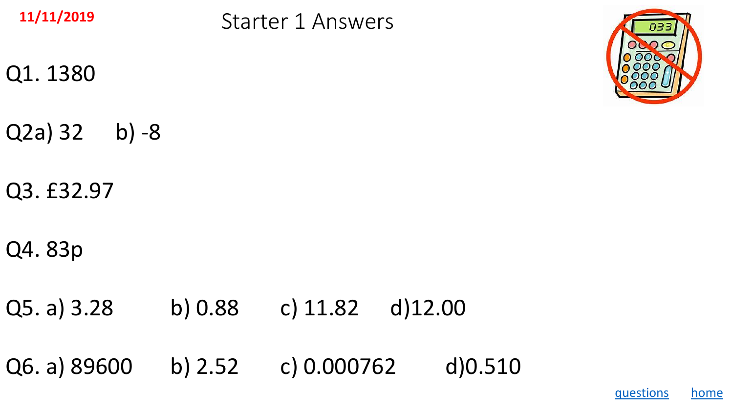11/11/2019

# Starter 1 Answers

Q1. 1380

Q2a) 32 b) -8

Q3. £32.97

Q4. 83p

Q5. a) 3.28 b) 0.88 c) 11.82 d)12.00

Q6. a) 89600 b) 2.52 c) 0.000762 d)0.510

questions home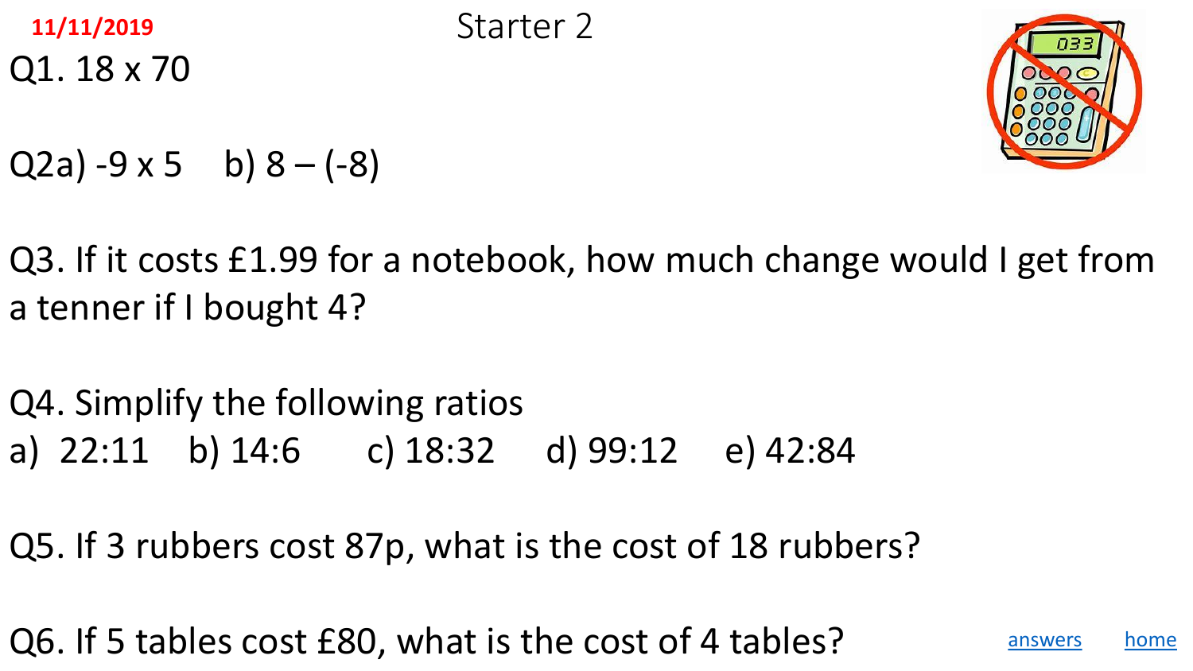11/11/2019

# Starter 2

Q1. $18 \times 70$

Q2a) $-9 \times 5$ b) $8 - (-8)$

Q3. If it costs £1.99 for a notebook, how much change would I get from a tenner if I bought 4?

Q4. Simplify the following ratios

a) 22:11 b) 14:6 c) 18:32 d) 99:12 e) 42:84

Q5. If 3 rubbers cost 87p, what is the cost of 18 rubbers?

Q6. If 5 tables cost £80, what is the cost of 4 tables?

answers home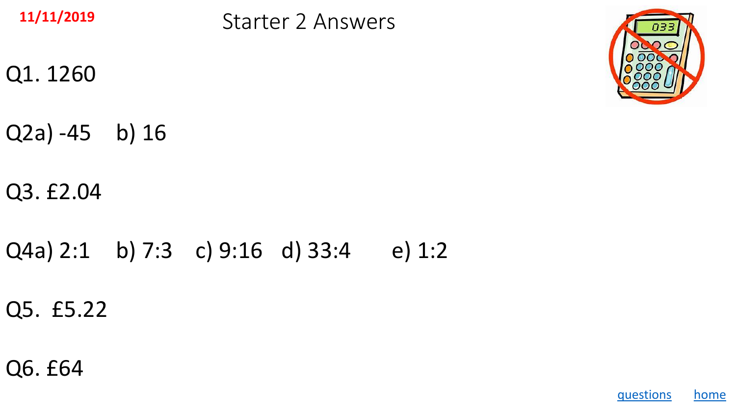11/11/2019

# Starter 2 Answers

Q1. 1260

Q2a) -45 b) 16

Q3. £2.04

Q4a) 2:1 b) 7:3 c) 9:16 d) 33:4 e) 1:2

Q5. £5.22

Q6. £64

questions home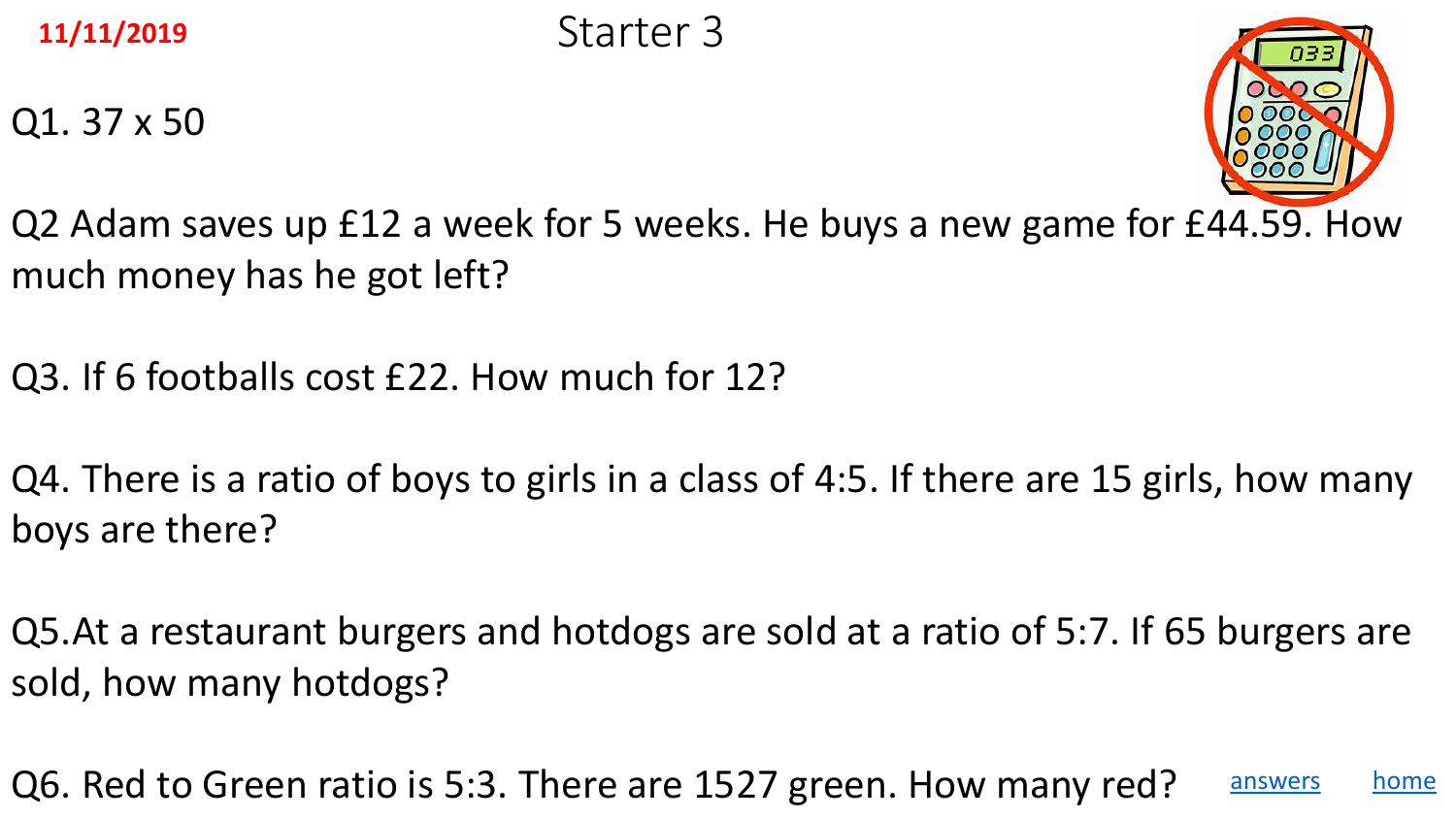11/11/2019

# Starter 3

Q1. 37 x 50

Q2 Adam saves up £12 a week for 5 weeks. He buys a new game for £44.59. How much money has he got left?

Q3. If 6 footballs cost £22. How much for 12?

Q4. There is a ratio of boys to girls in a class of 4:5. If there are 15 girls, how many boys are there?

Q5.At a restaurant burgers and hotdogs are sold at a ratio of 5:7. If 65 burgers are sold, how many hotdogs?

Q6. Red to Green ratio is 5:3. There are 1527 green. How many red?

answers home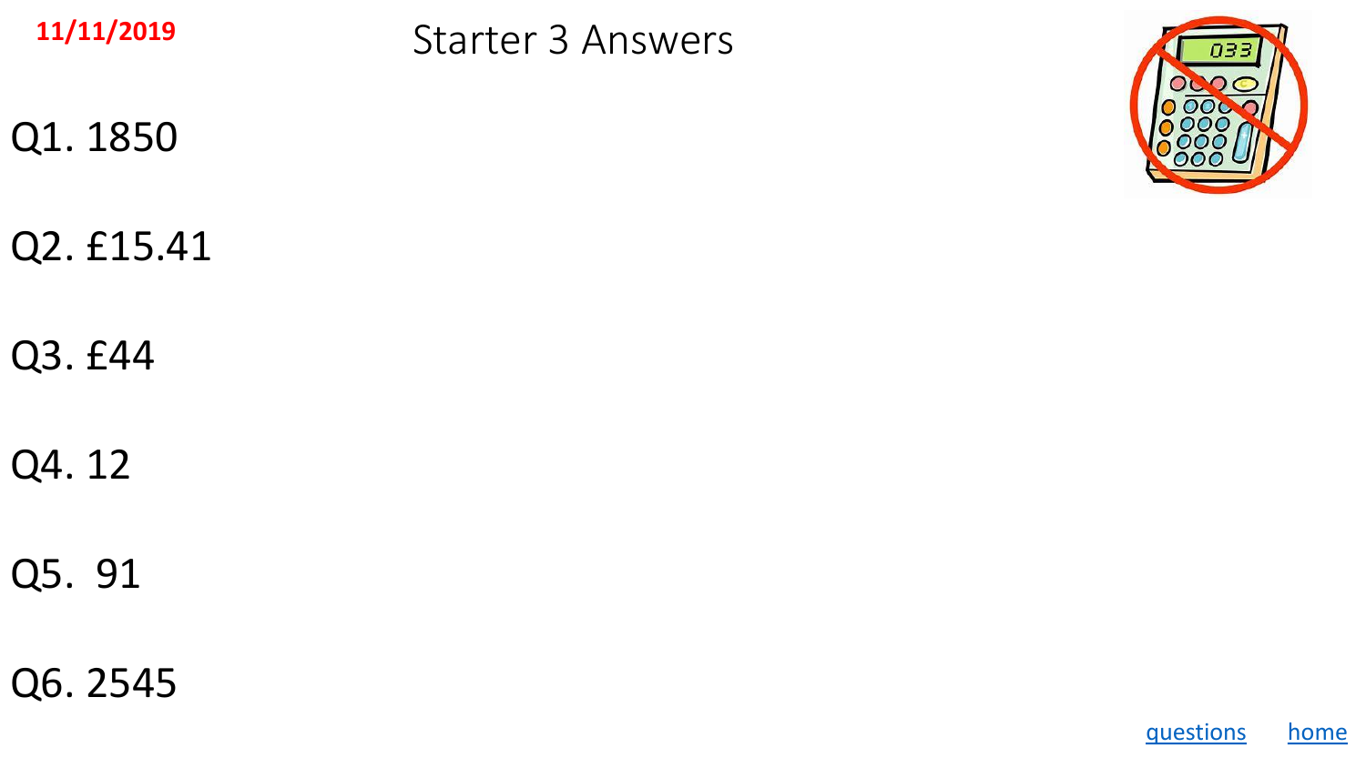11/11/2019

# Starter 3 Answers

Q1. 1850

Q2. £15.41

Q3. £44

Q4. 12

Q5. 91

Q6. 2545

questions home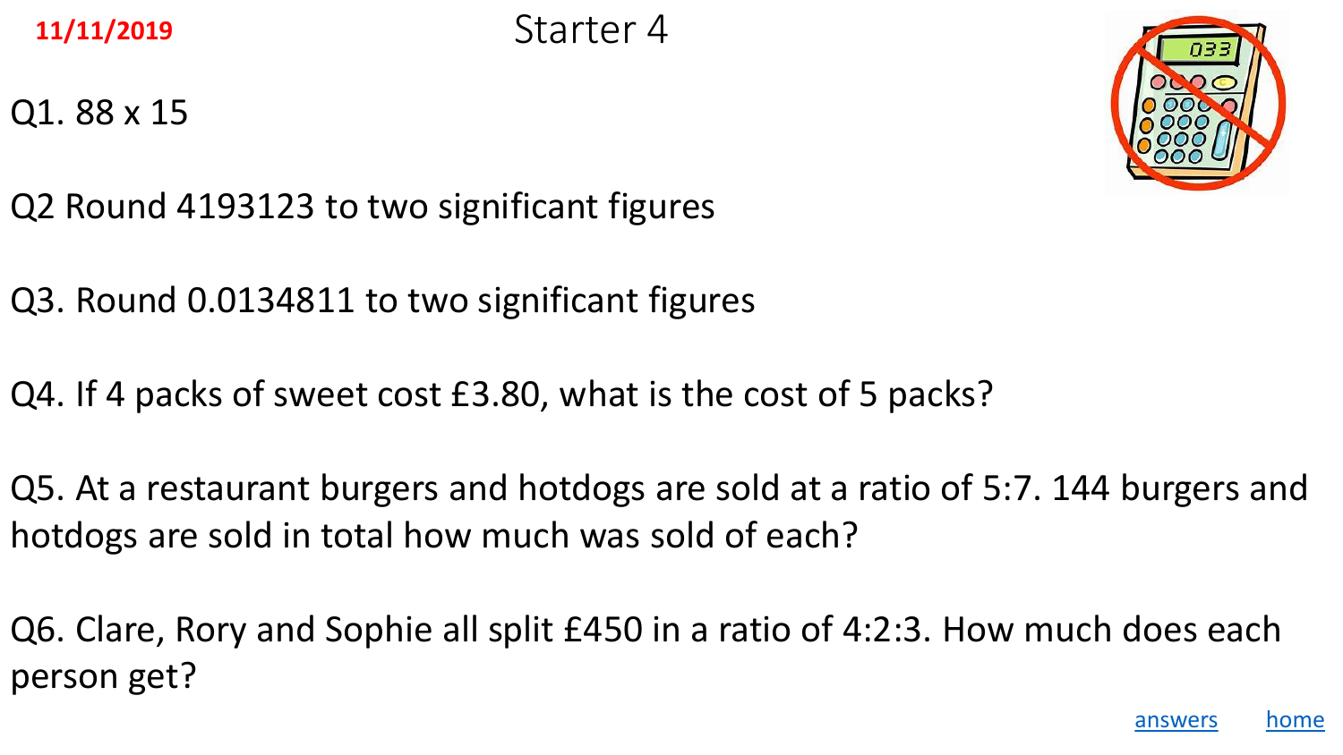11/11/2019

# Starter 4

Q1. 88 x 15

Q2 Round 4193123 to two significant figures

Q3. Round 0.0134811 to two significant figures

Q4. If 4 packs of sweet cost £3.80, what is the cost of 5 packs?

Q5. At a restaurant burgers and hotdogs are sold at a ratio of 5:7. 144 burgers and hotdogs are sold in total how much was sold of each?

Q6. Clare, Rory and Sophie all split £450 in a ratio of 4:2:3. How much does each person get?

answers home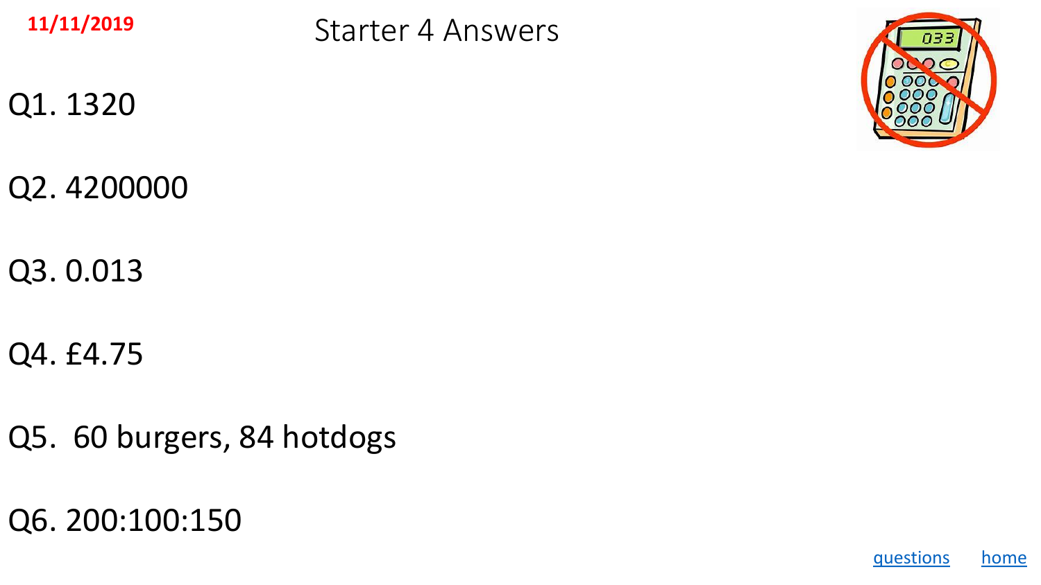11/11/2019

# Starter 4 Answers

Q1. 1320

Q2. 4200000

Q3. 0.013

Q4. £4.75

Q5. 60 burgers, 84 hotdogs

Q6. 200:100:150

questions home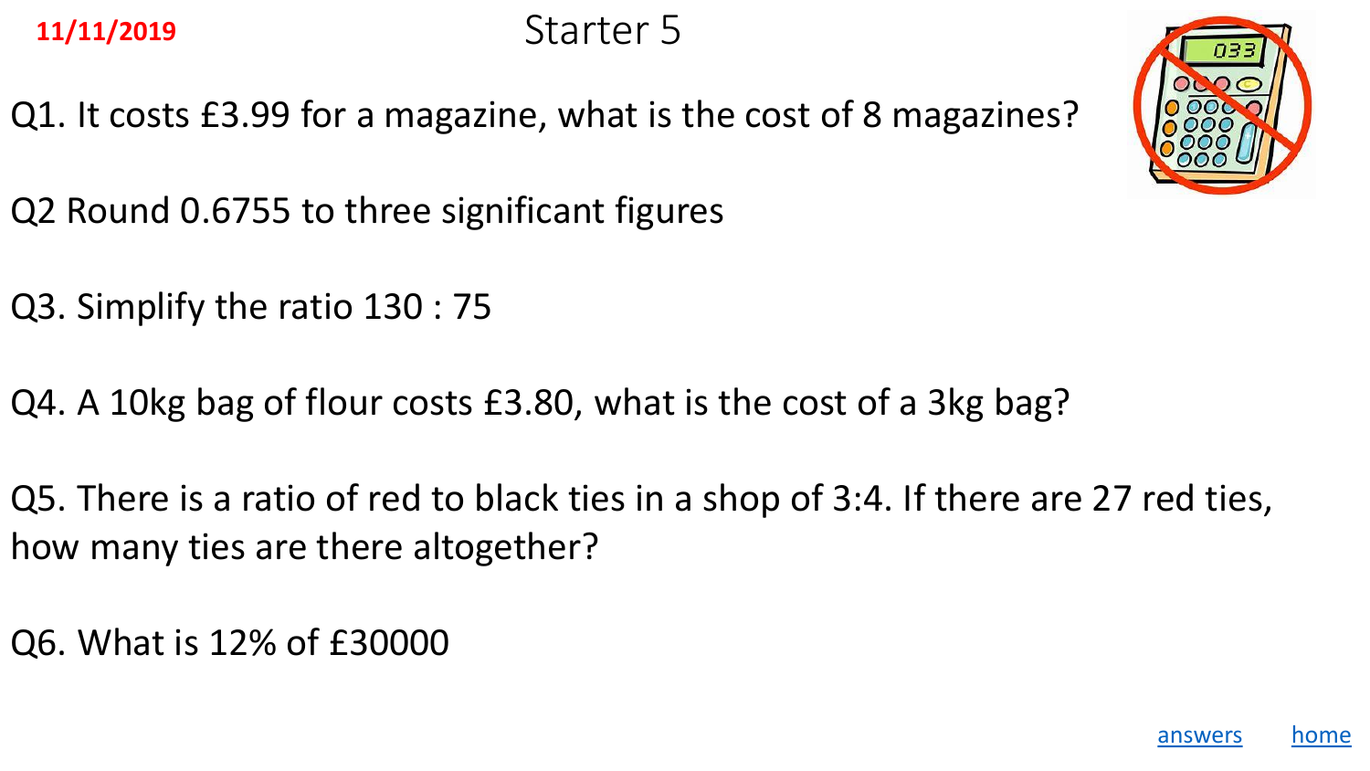11/11/2019

# Starter 5

Q1. It costs £3.99 for a magazine, what is the cost of 8 magazines?

Q2 Round 0.6755 to three significant figures

Q3. Simplify the ratio 130 : 75

Q4. A 10kg bag of flour costs £3.80, what is the cost of a 3kg bag?

Q5. There is a ratio of red to black ties in a shop of 3:4. If there are 27 red ties, how many ties are there altogether?

Q6. What is 12% of £30000

answers home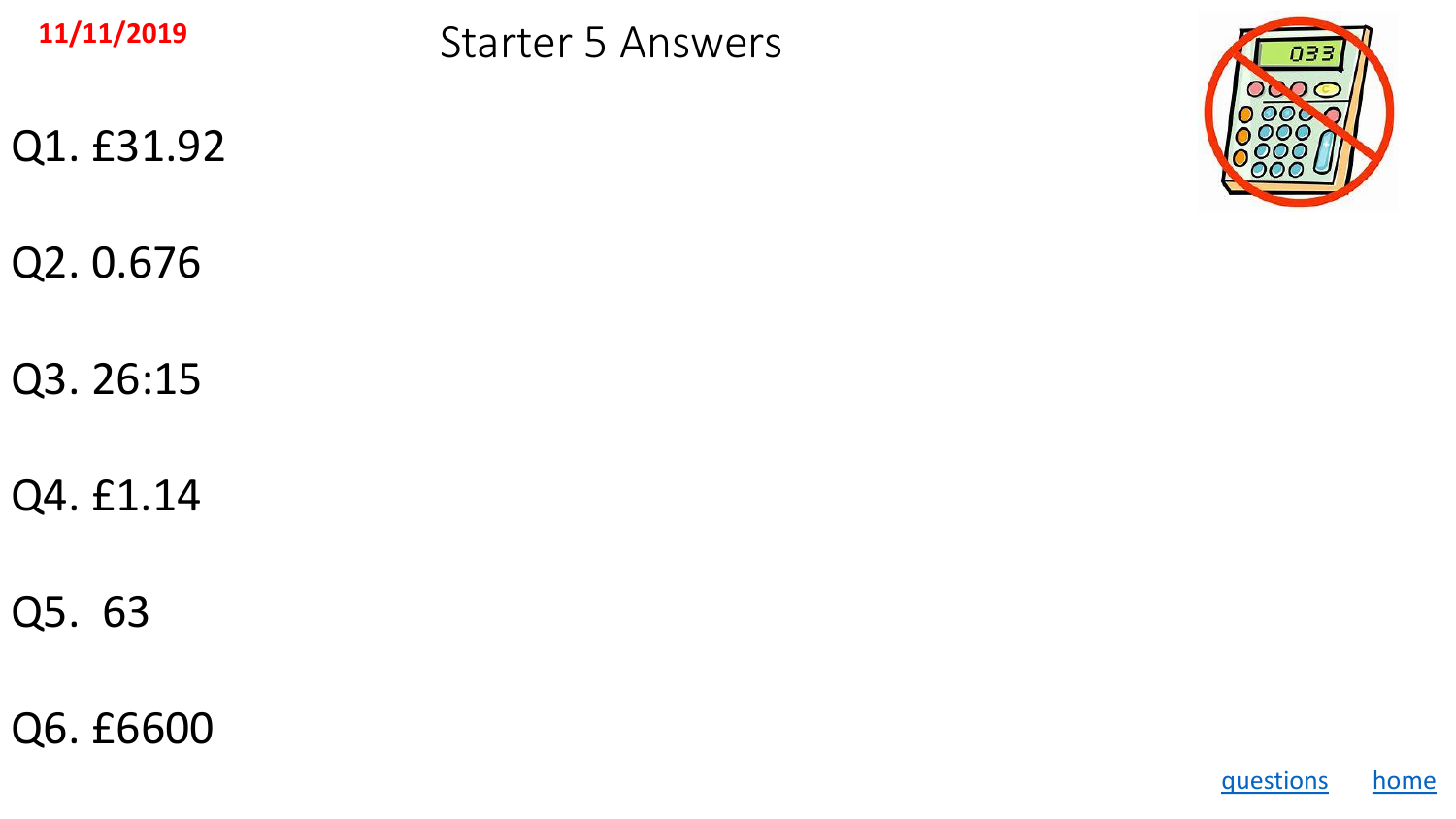11/11/2019

# Starter 5 Answers

Q1. £31.92

Q2. 0.676

Q3. 26:15

Q4. £1.14

Q5. 63

Q6. £6600

questions home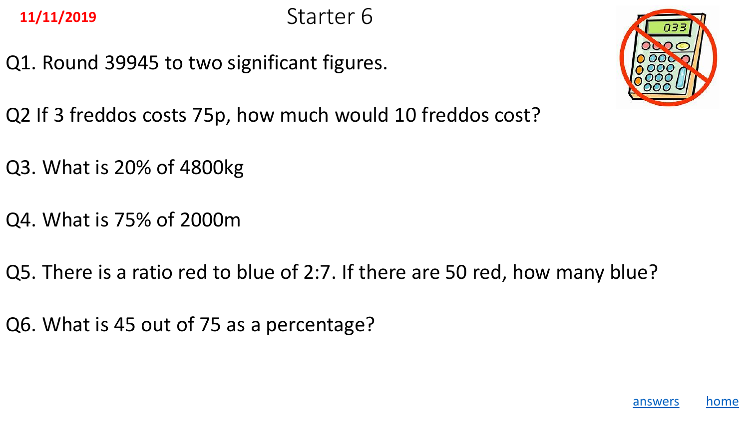11/11/2019

# Starter 6

Q1. Round 39945 to two significant figures.

Q2 If 3 freddos costs 75p, how much would 10 freddos cost?

Q3. What is 20% of 4800kg

Q4. What is 75% of 2000m

Q5. There is a ratio red to blue of 2:7. If there are 50 red, how many blue?

Q6. What is 45 out of 75 as a percentage?

answers home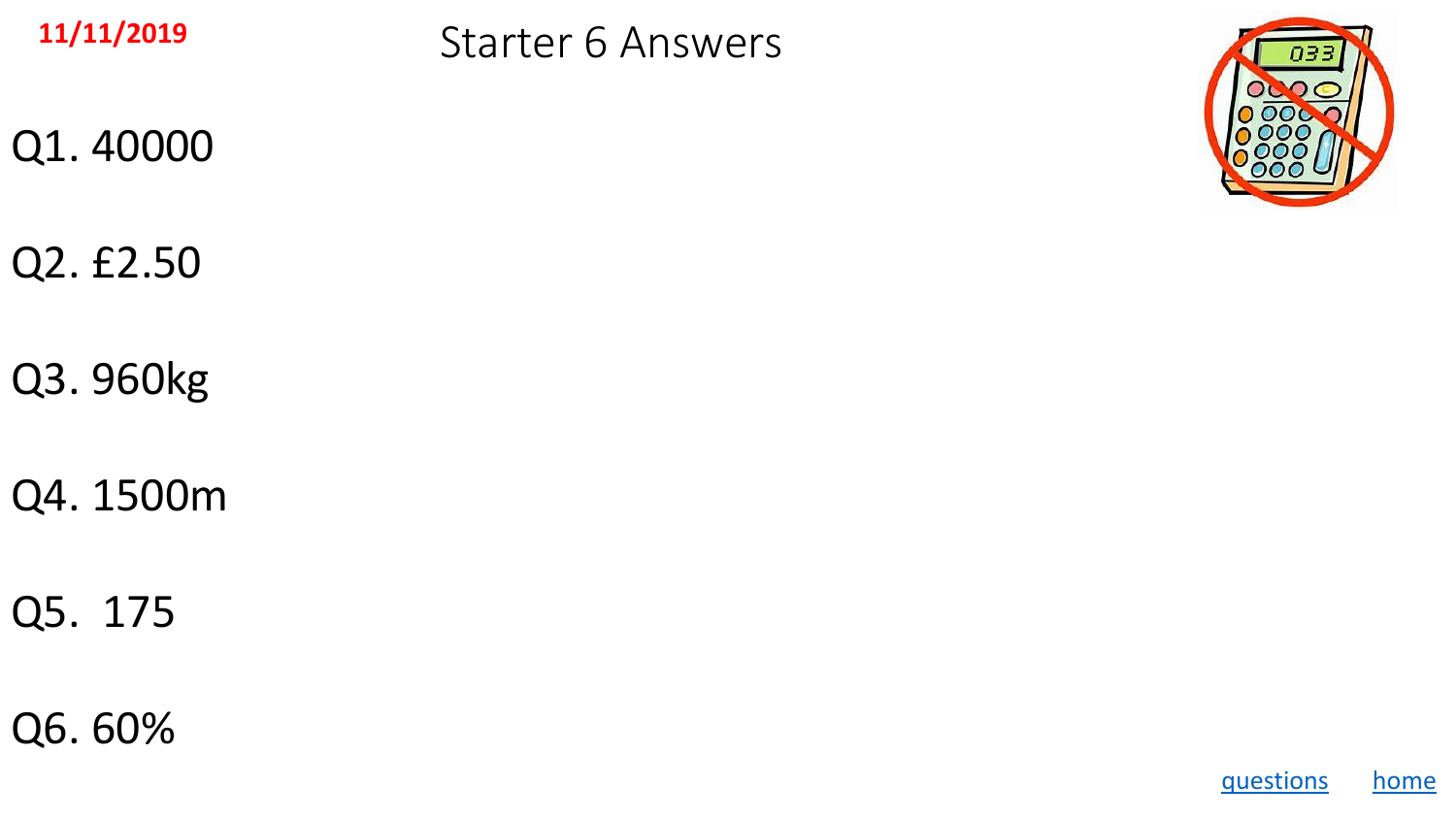11/11/2019

# Starter 6 Answers

Q1. 40000

Q2. £2.50

Q3. 960kg

Q4. 1500m

Q5. 175

Q6. 60%

questions home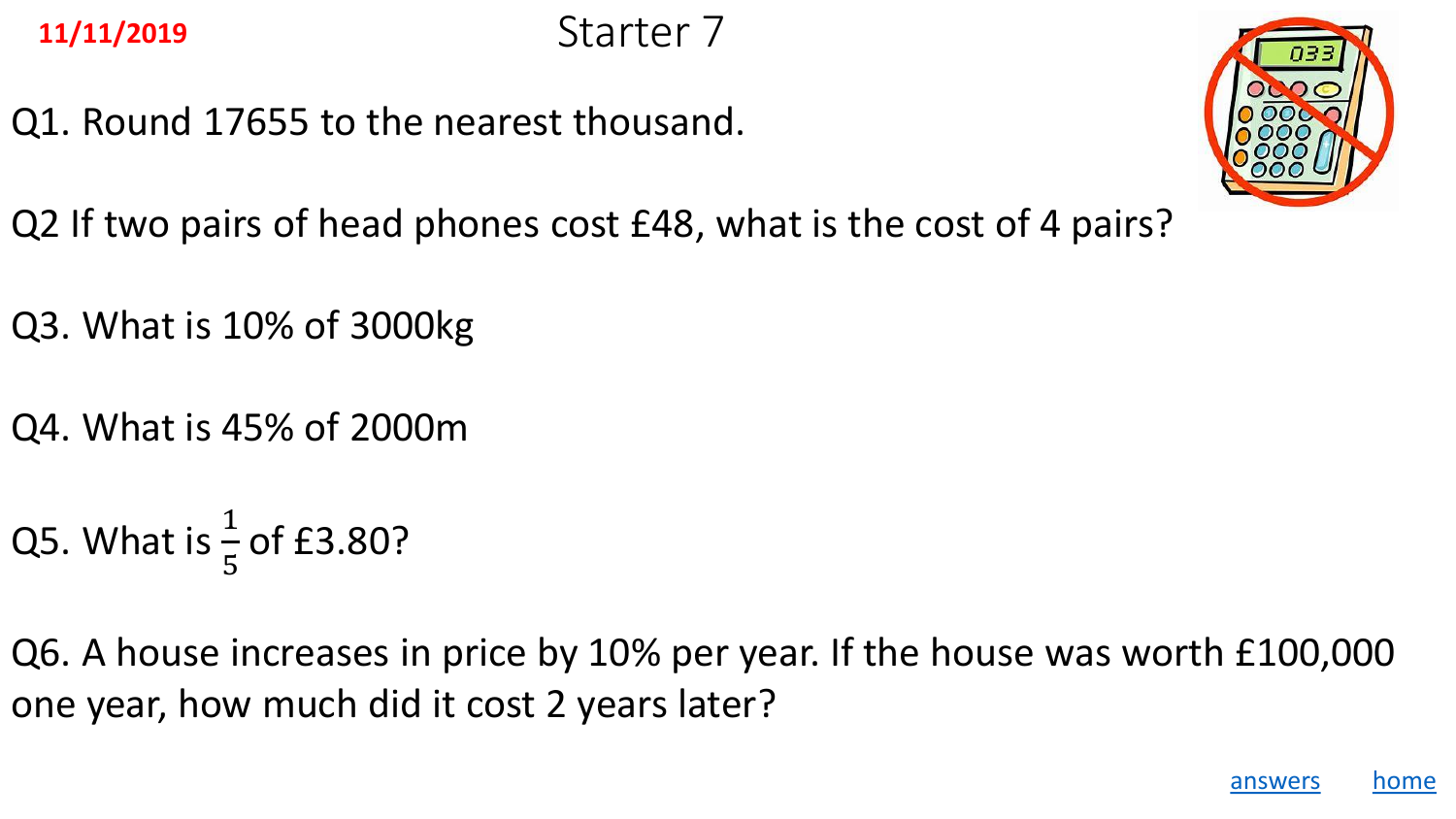11/11/2019

# Starter 7

Q1. Round 17655 to the nearest thousand.

Q2 If two pairs of head phones cost £48, what is the cost of 4 pairs?

Q3. What is 10% of 3000kg

Q4. What is 45% of 2000m

Q5. What is $\frac{1}{5}$ of £3.80?

Q6. A house increases in price by 10% per year. If the house was worth £100,000 one year, how much did it cost 2 years later?

answers home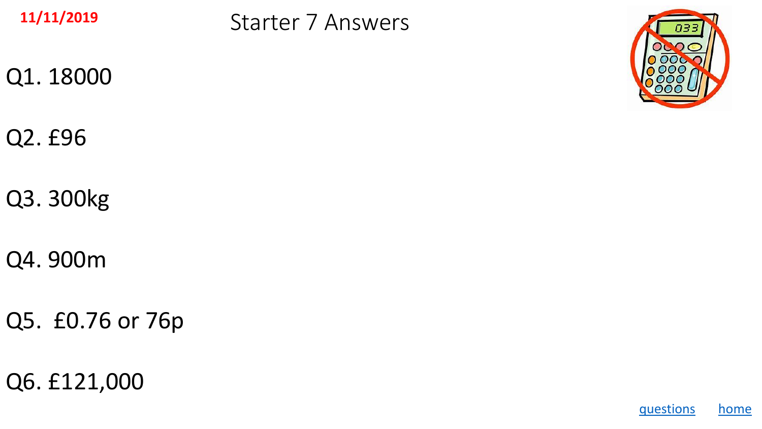11/11/2019

# Starter 7 Answers

Q1. 18000

Q2. £96

Q3. 300kg

Q4. 900m

Q5. £0.76 or 76p

Q6. £121,000

questions home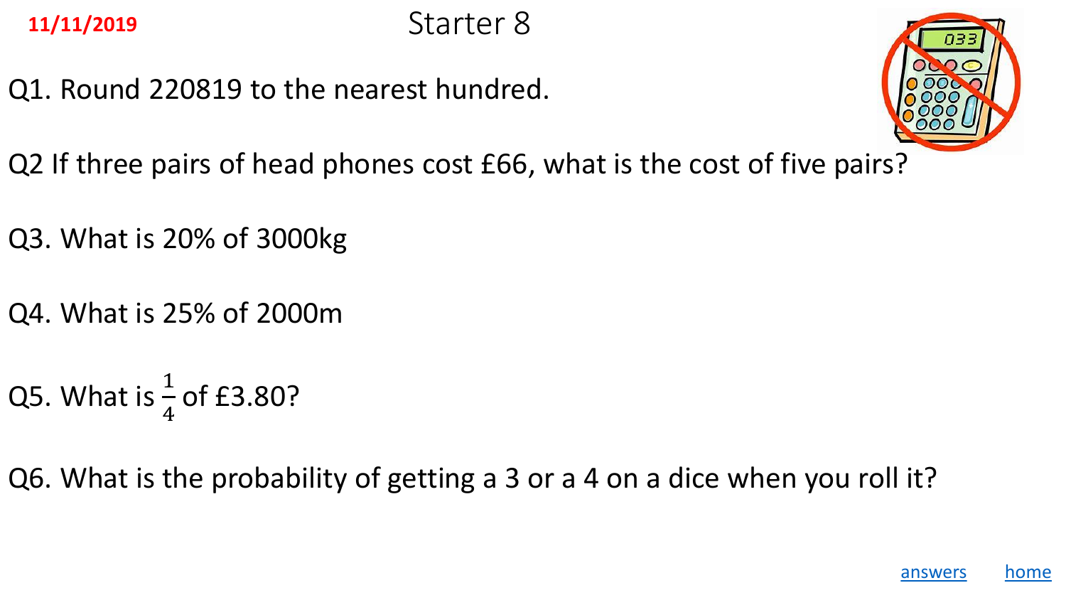11/11/2019

# Starter 8

Q1. Round 220819 to the nearest hundred.

Q2 If three pairs of head phones cost £66, what is the cost of five pairs?

Q3. What is 20% of 3000kg

Q4. What is 25% of 2000m

Q5. What is $\frac{1}{4}$ of £3.80?

Q6. What is the probability of getting a 3 or a 4 on a dice when you roll it?

answers home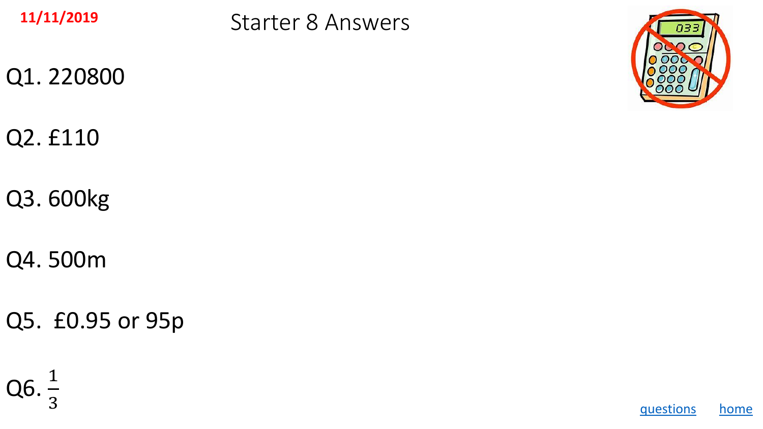11/11/2019

# Starter 8 Answers

Q1. 220800

Q2. £110

Q3. 600kg

Q4. 500m

Q5. £0.95 or 95p

Q6. $\frac{1}{3}$

questions home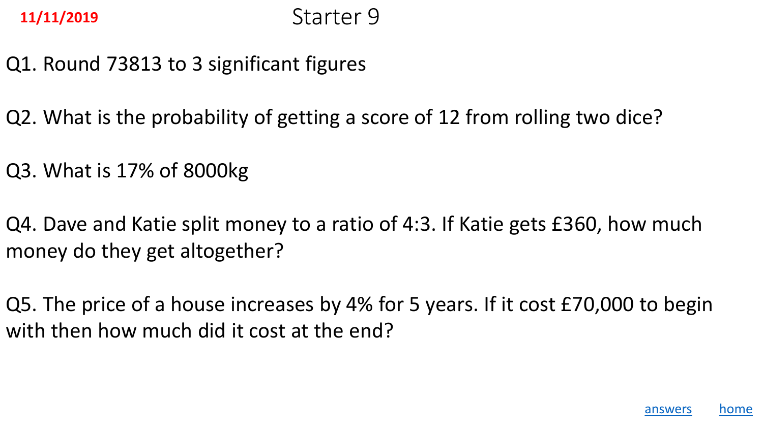11/11/2019

# Starter 9

Q1. Round 73813 to 3 significant figures

Q2. What is the probability of getting a score of 12 from rolling two dice?

Q3. What is 17% of 8000kg

Q4. Dave and Katie split money to a ratio of 4:3. If Katie gets £360, how much money do they get altogether?

Q5. The price of a house increases by 4% for 5 years. If it cost £70,000 to begin with then how much did it cost at the end?

answers home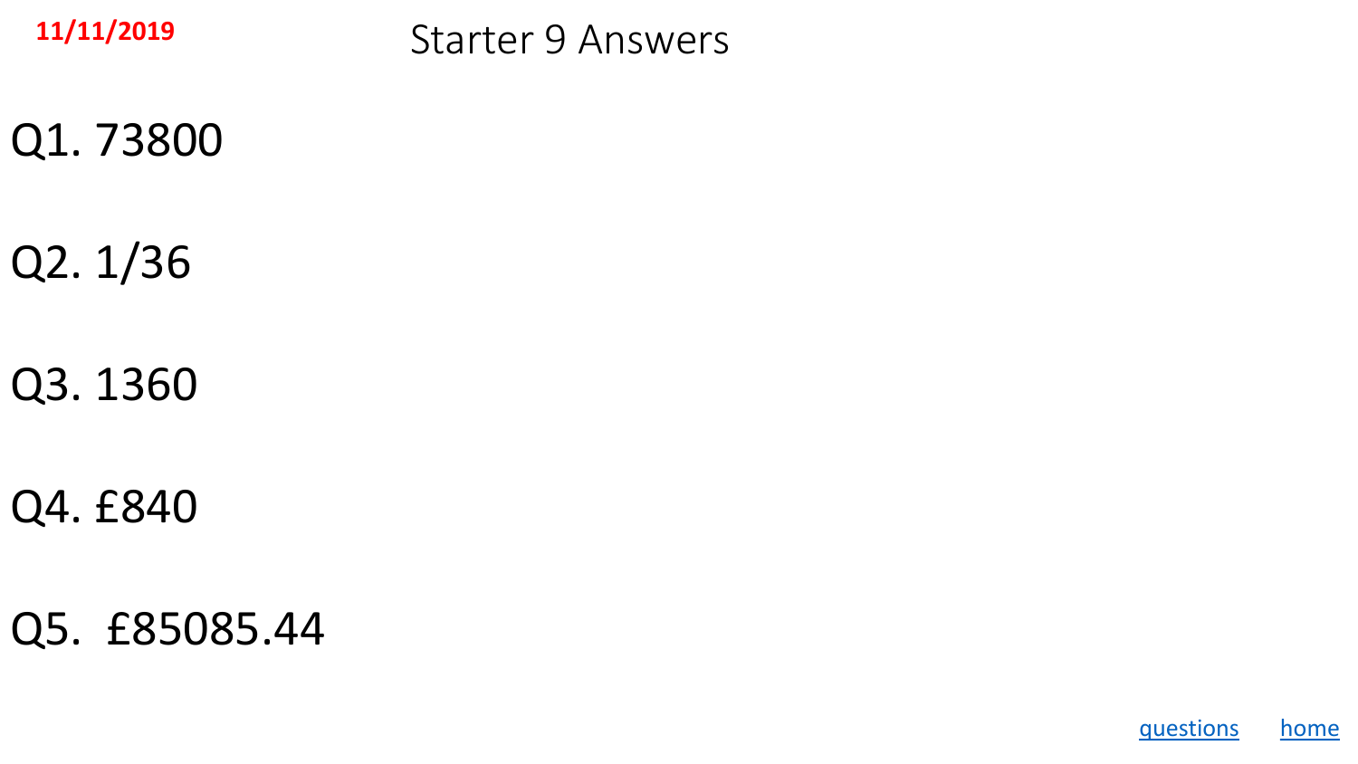11/11/2019

# Starter 9 Answers

Q1. 73800

Q2. 1/36

Q3. 1360

Q4. £840

Q5. £85085.44

questions home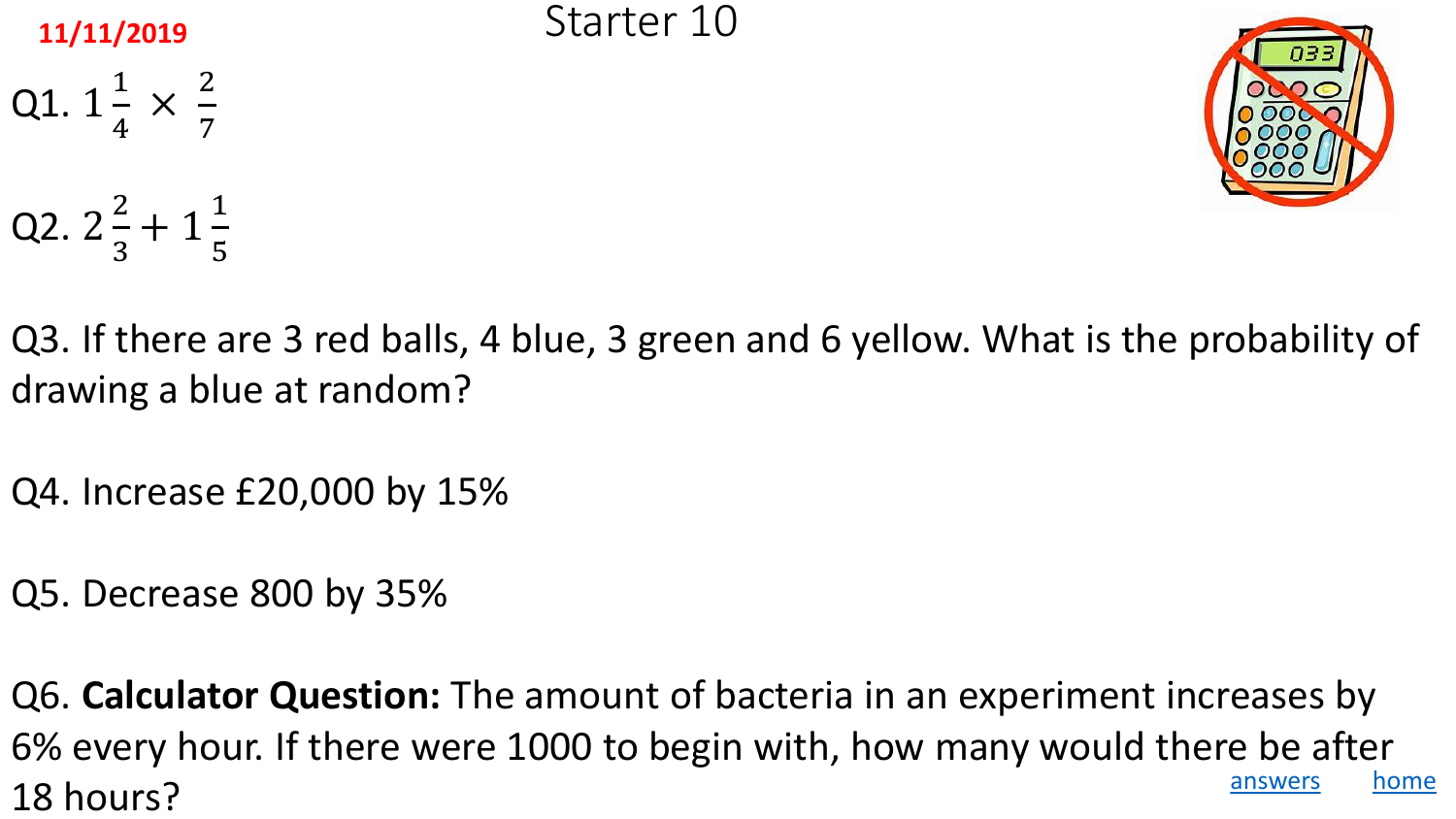11/11/2019

# Starter 10

Q1. $1\frac{1}{4} \times \frac{2}{7}$

Q2. $2\frac{2}{3} + 1\frac{1}{5}$

Q3. If there are 3 red balls, 4 blue, 3 green and 6 yellow. What is the probability of drawing a blue at random?

Q4. Increase £20,000 by 15%

Q5. Decrease 800 by 35%

Q6. **Calculator Question:** The amount of bacteria in an experiment increases by 6% every hour. If there were 1000 to begin with, how many would there be after 18 hours?

answers home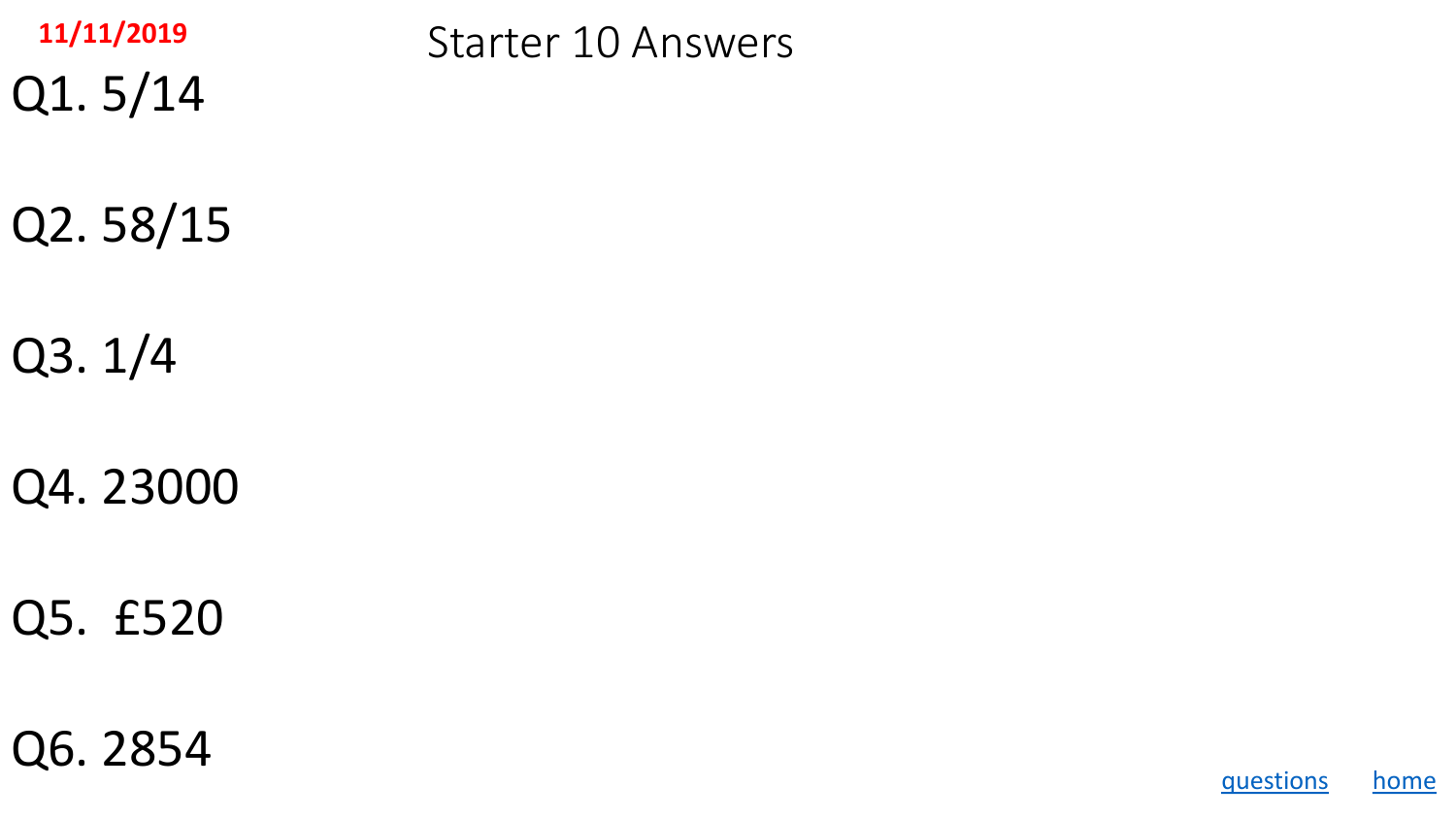11/11/2019

# Starter 10 Answers

Q1. 5/14

Q2. 58/15

Q3. 1/4

Q4. 23000

Q5. £520

Q6. 2854

questions home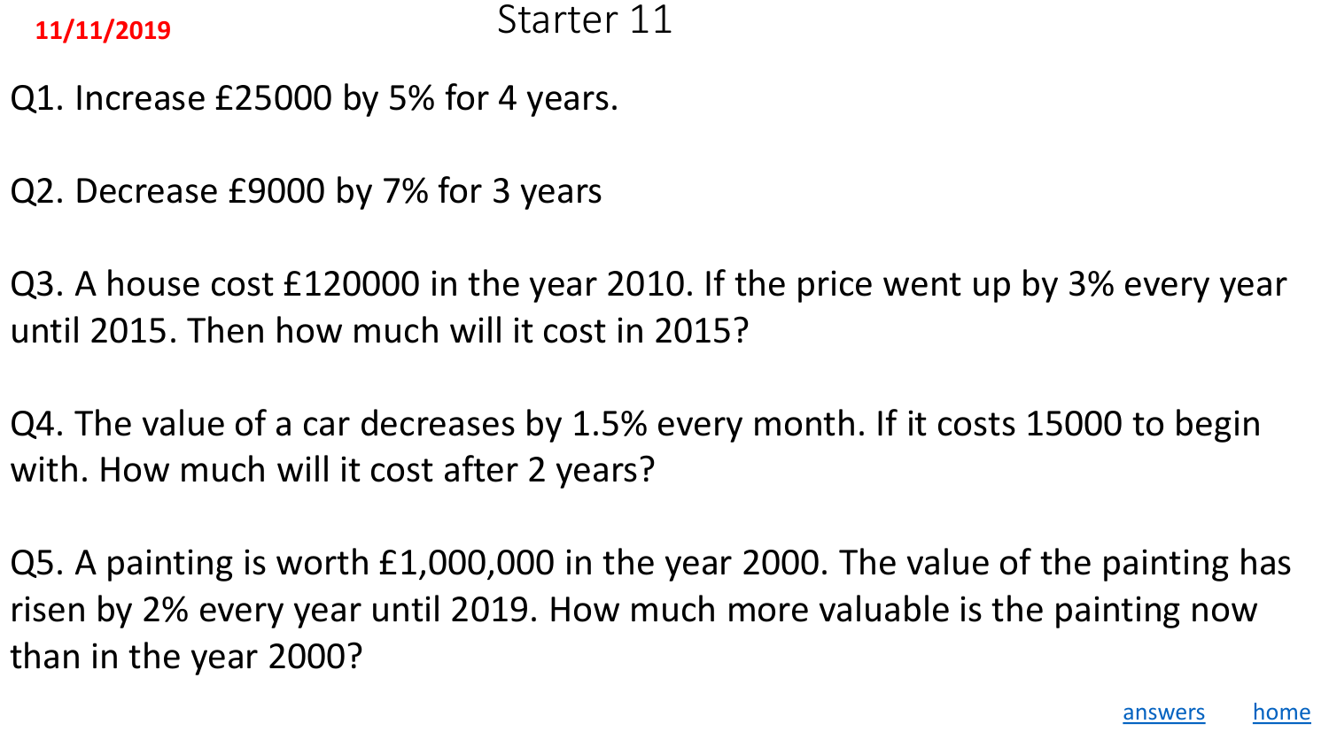11/11/2019

# Starter 11

Q1. Increase £25000 by 5% for 4 years.

Q2. Decrease £9000 by 7% for 3 years

Q3. A house cost £120000 in the year 2010. If the price went up by 3% every year until 2015. Then how much will it cost in 2015?

Q4. The value of a car decreases by 1.5% every month. If it costs 15000 to begin with. How much will it cost after 2 years?

Q5. A painting is worth £1,000,000 in the year 2000. The value of the painting has risen by 2% every year until 2019. How much more valuable is the painting now than in the year 2000?

answers home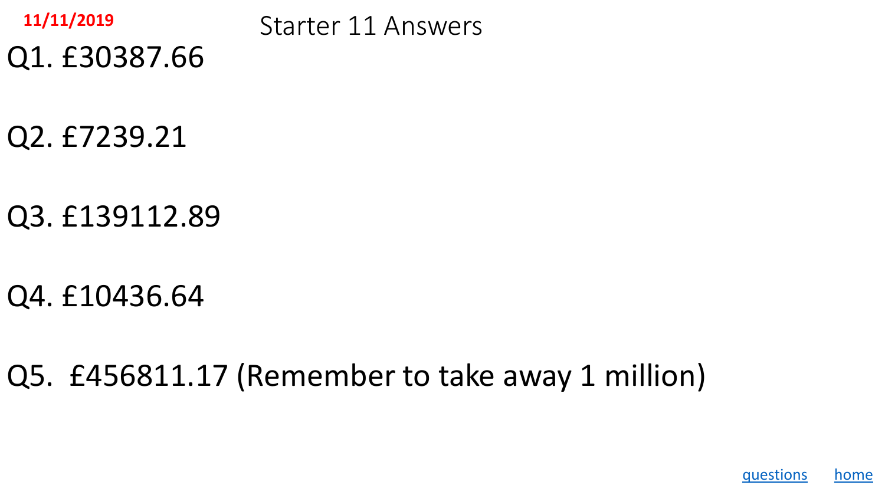11/11/2019

# Starter 11 Answers

Q1. £30387.66

Q2. £7239.21

Q3. £139112.89

Q4. £10436.64

Q5. £456811.17 (Remember to take away 1 million)

questions home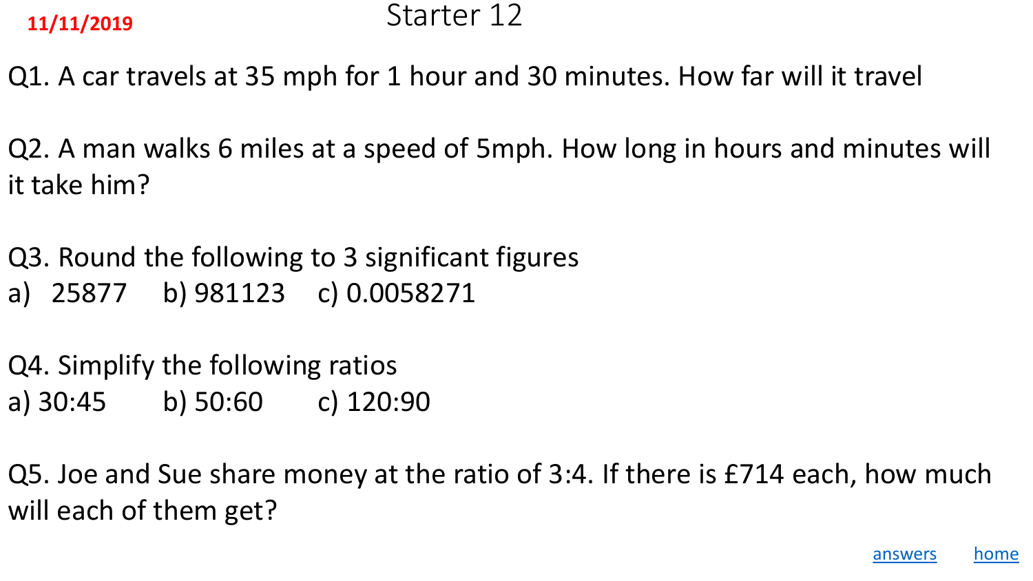11/11/2019

# Starter 12

Q1. A car travels at 35 mph for 1 hour and 30 minutes. How far will it travel

Q2. A man walks 6 miles at a speed of 5mph. How long in hours and minutes will it take him?

Q3. Round the following to 3 significant figures

a) 25877 b) 981123 c) 0.0058271

Q4. Simplify the following ratios

a) 30:45 b) 50:60 c) 120:90

Q5. Joe and Sue share money at the ratio of 3:4. If there is £714 each, how much will each of them get?

answers home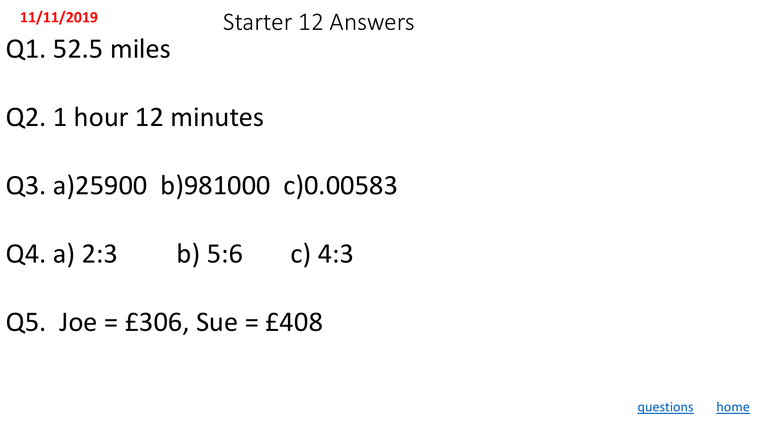11/11/2019

# Starter 12 Answers

Q1. 52.5 miles

Q2. 1 hour 12 minutes

Q3. a)25900 b)981000 c)0.00583

Q4. a) 2:3 b) 5:6 c) 4:3

Q5. Joe = £306, Sue = £408

questions home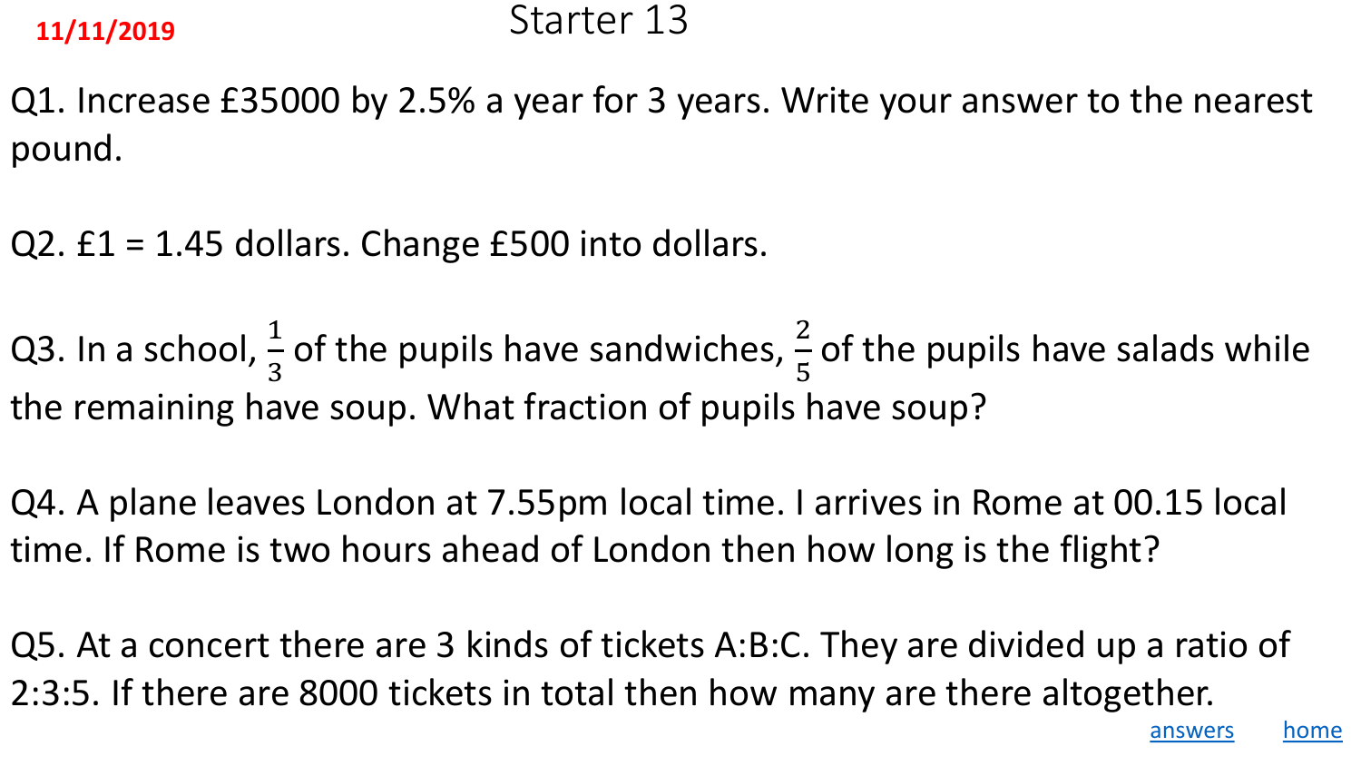11/11/2019

# Starter 13

Q1. Increase £35000 by 2.5% a year for 3 years. Write your answer to the nearest pound.

Q2. £1 = 1.45 dollars. Change £500 into dollars.

Q3. In a school, $\frac{1}{3}$ of the pupils have sandwiches, $\frac{2}{5}$ of the pupils have salads while the remaining have soup. What fraction of pupils have soup?

Q4. A plane leaves London at 7.55pm local time. I arrives in Rome at 00.15 local time. If Rome is two hours ahead of London then how long is the flight?

Q5. At a concert there are 3 kinds of tickets A:B:C. They are divided up a ratio of 2:3:5. If there are 8000 tickets in total then how many are there altogether.

answers home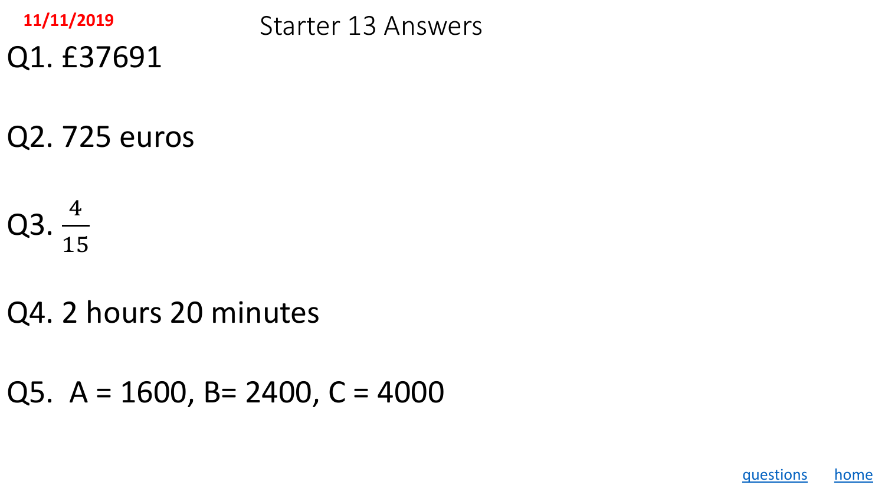11/11/2019

# Starter 13 Answers

Q1. £37691

Q2. 725 euros

Q3. $\frac{4}{15}$

Q4. 2 hours 20 minutes

Q5. A = 1600, B= 2400, C = 4000

questions home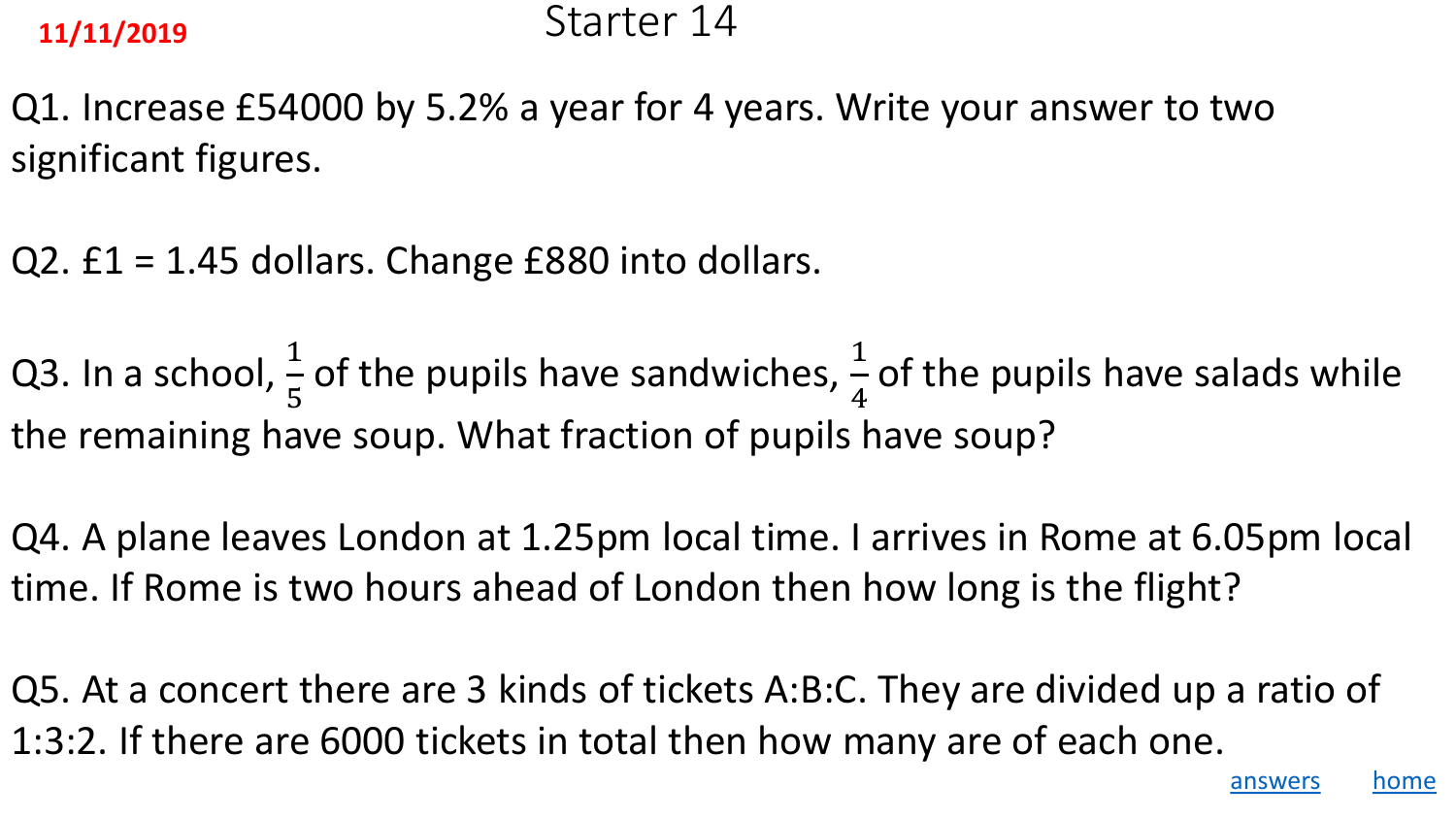11/11/2019

# Starter 14

Q1. Increase £54000 by 5.2% a year for 4 years. Write your answer to two significant figures.

Q2. £1 = 1.45 dollars. Change £880 into dollars.

Q3. In a school, $\frac{1}{5}$ of the pupils have sandwiches, $\frac{1}{4}$ of the pupils have salads while the remaining have soup. What fraction of pupils have soup?

Q4. A plane leaves London at 1.25pm local time. I arrives in Rome at 6.05pm local time. If Rome is two hours ahead of London then how long is the flight?

Q5. At a concert there are 3 kinds of tickets A:B:C. They are divided up a ratio of 1:3:2. If there are 6000 tickets in total then how many are of each one.

answers home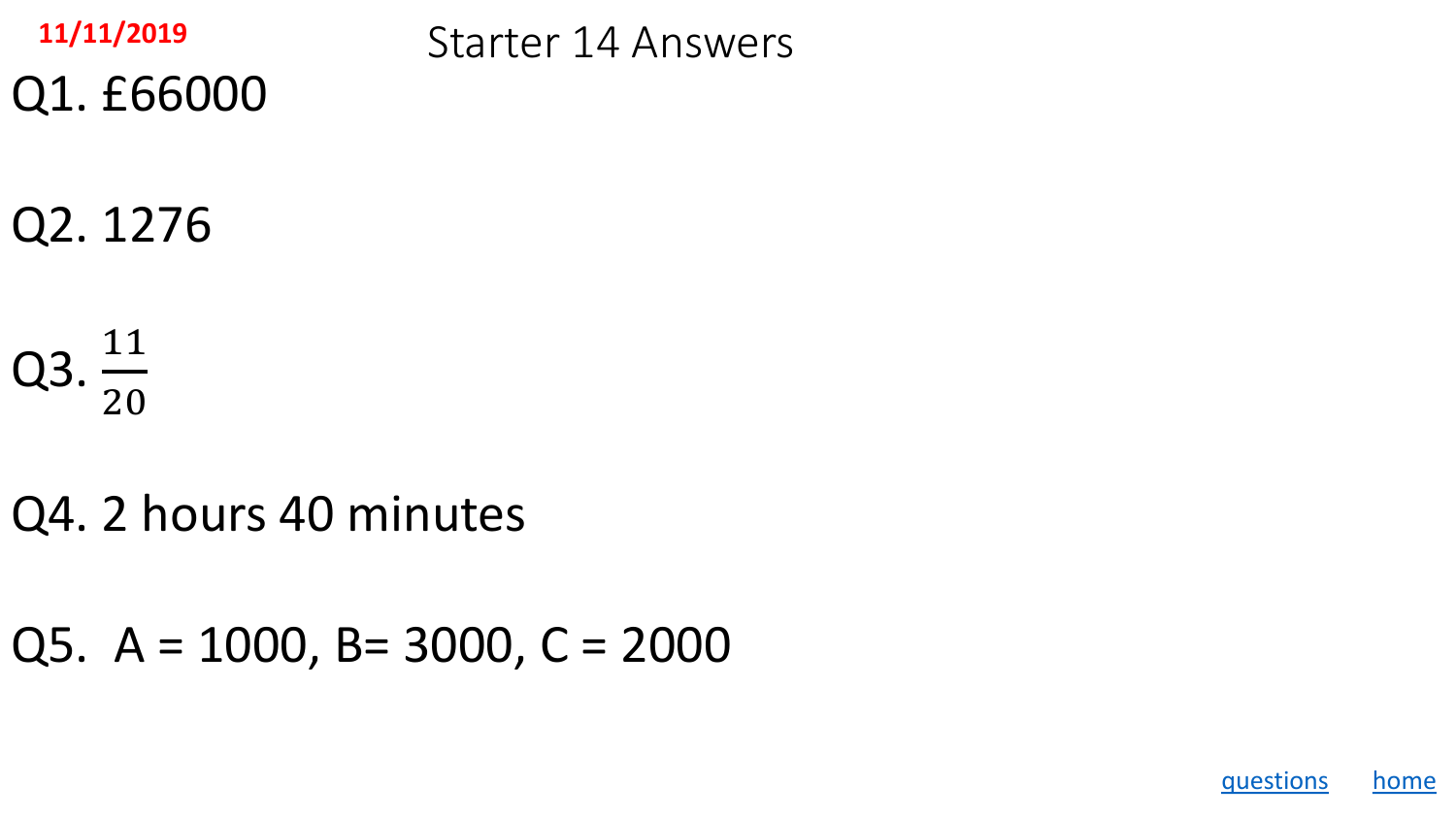11/11/2019

# Starter 14 Answers

Q1. £66000

Q2. 1276

Q3. $\frac{11}{20}$

Q4. 2 hours 40 minutes

Q5. A = 1000, B= 3000, C = 2000

questions home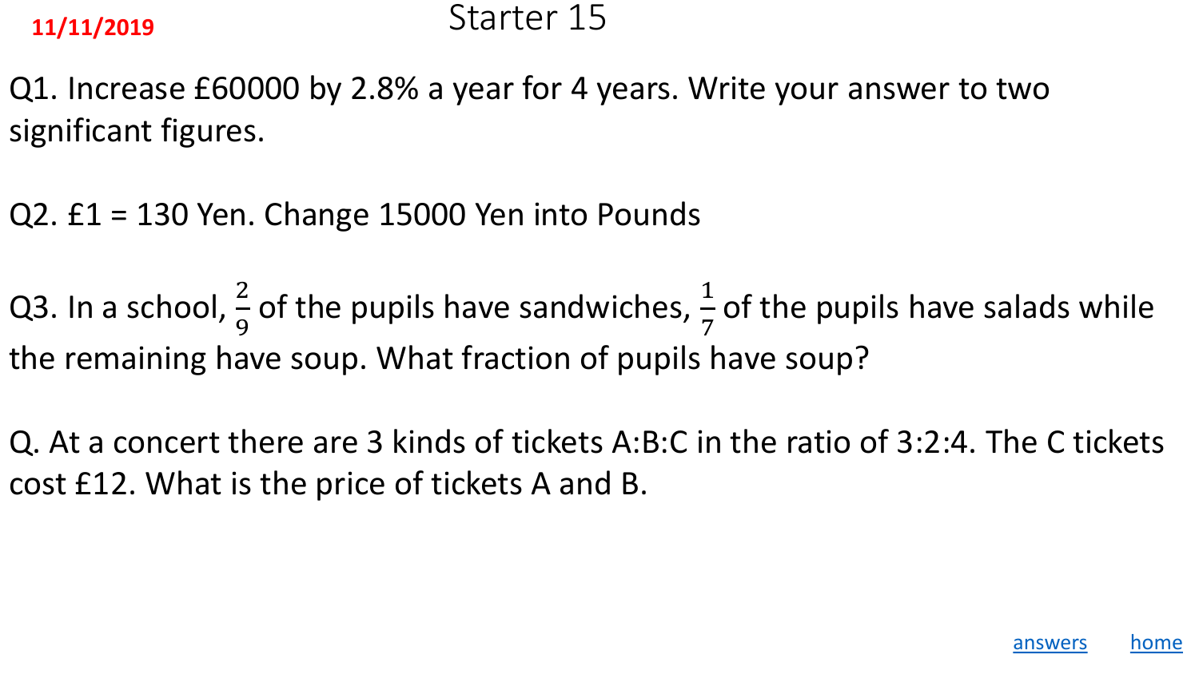11/11/2019

# Starter 15

Q1. Increase £60000 by 2.8% a year for 4 years. Write your answer to two significant figures.

Q2. £1 = 130 Yen. Change 15000 Yen into Pounds

Q3. In a school, $\frac{2}{9}$ of the pupils have sandwiches, $\frac{1}{7}$ of the pupils have salads while the remaining have soup. What fraction of pupils have soup?

Q. At a concert there are 3 kinds of tickets A:B:C in the ratio of 3:2:4. The C tickets cost £12. What is the price of tickets A and B.

answers home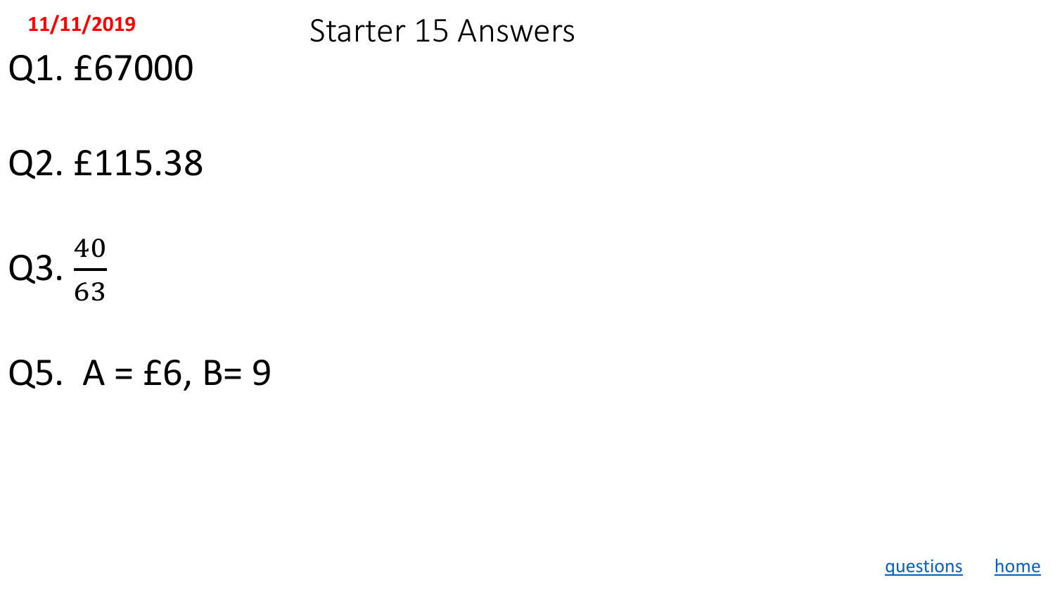11/11/2019

# Starter 15 Answers

Q1. £67000

Q2. £115.38

Q3. $\frac{40}{63}$

Q5. A = £6, B= 9

questions home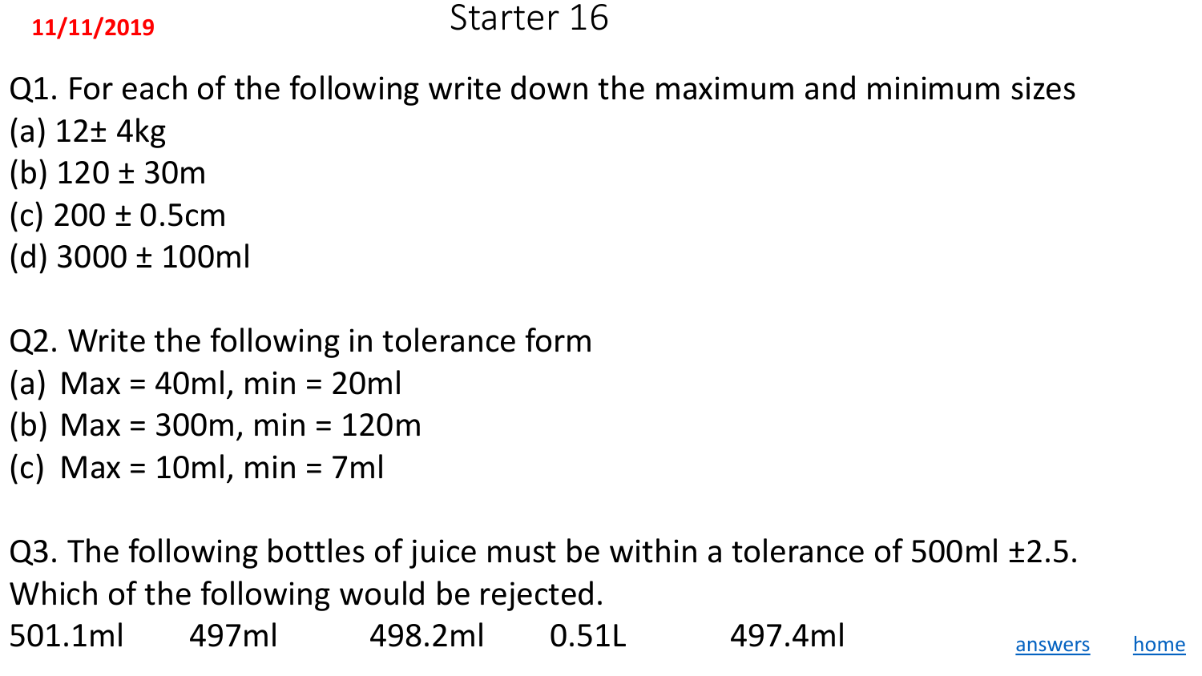11/11/2019

# Starter 16

Q1. For each of the following write down the maximum and minimum sizes

(a) 12± 4kg

(b) 120 ± 30m

(c) 200 ± 0.5cm

(d) 3000 ± 100ml

Q2. Write the following in tolerance form

(a) Max = 40ml, min = 20ml

(b) Max = 300m, min = 120m

(c) Max = 10ml, min = 7ml

Q3. The following bottles of juice must be within a tolerance of 500ml ±2.5. Which of the following would be rejected.

501.1ml 497ml 498.2ml 0.51L 497.4ml

answers home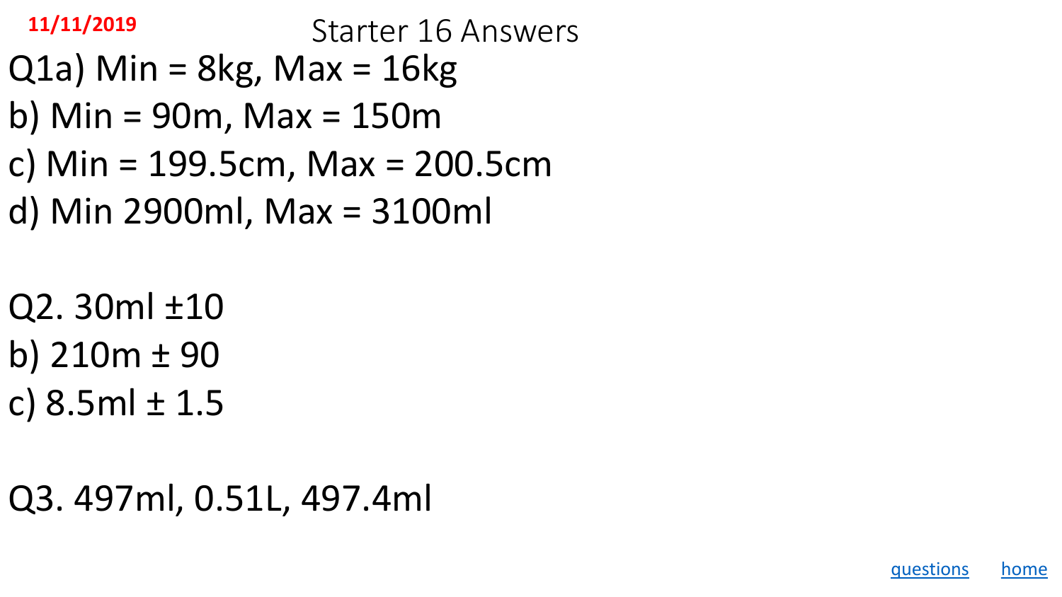11/11/2019

# Starter 16 Answers

Q1a) Min = 8kg, Max = 16kg

b) Min = 90m, Max = 150m

c) Min = 199.5cm, Max = 200.5cm

d) Min 2900ml, Max = 3100ml

Q2. 30ml $\pm$10

b) 210m $\pm$ 90

c) 8.5ml $\pm$ 1.5

Q3. 497ml, 0.51L, 497.4ml

questions home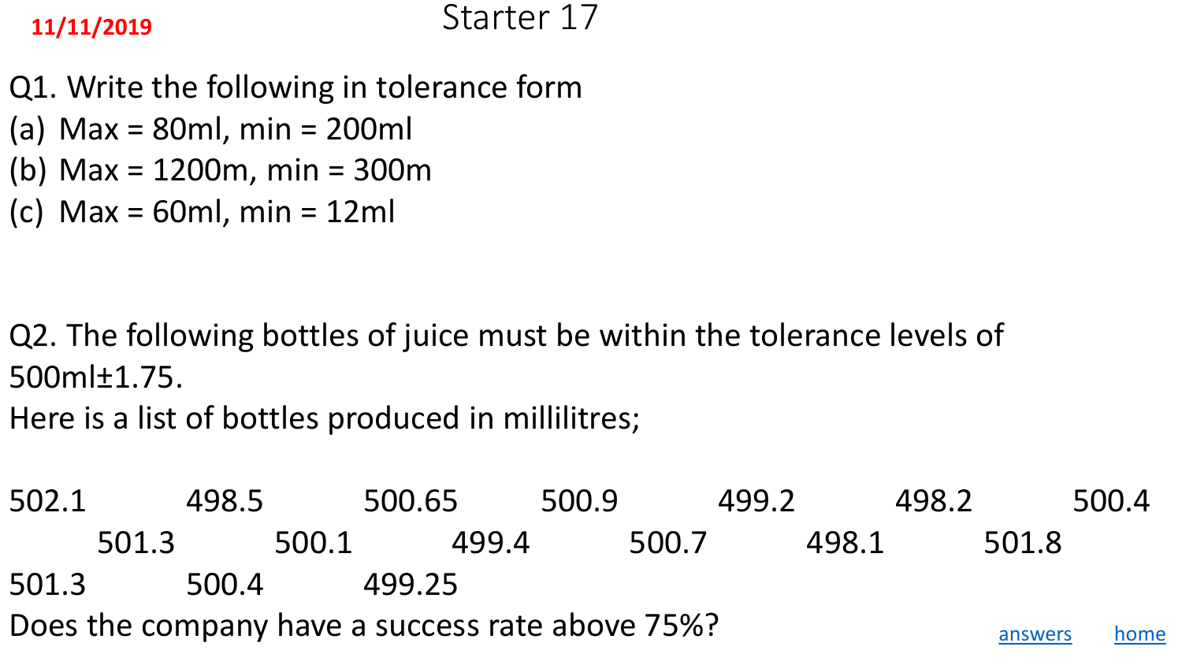11/11/2019

# Starter 17

Q1. Write the following in tolerance form

(a) Max = 80ml, min = 200ml

(b) Max = 1200m, min = 300m

(c) Max = 60ml, min = 12ml

Q2. The following bottles of juice must be within the tolerance levels of 500ml±1.75.

Here is a list of bottles produced in millilitres;

502.1 498.5 500.65 500.9 499.2 498.2 500.4 501.3 500.1 499.4 500.7 498.1 501.8 501.3 500.4 499.25

Does the company have a success rate above 75%?

answers home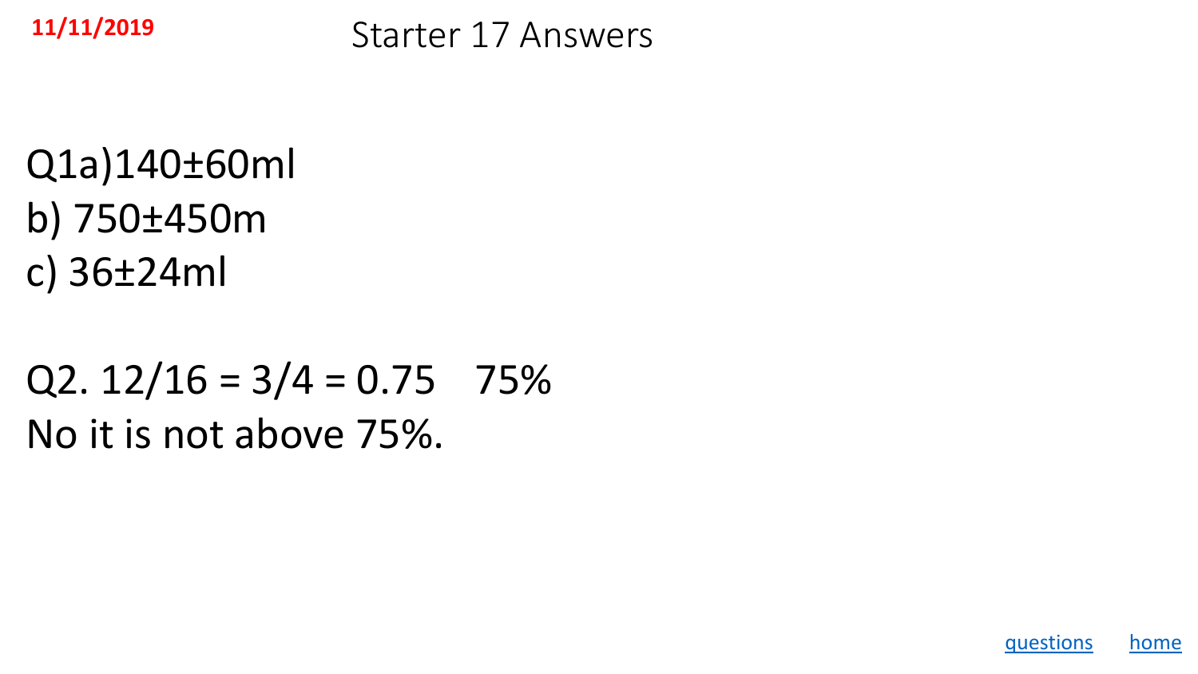# Starter 17 Answers

11/11/2019

Q1a) $140 \pm 60$ml
b) $750 \pm 450$m
c) $36 \pm 24$ml

Q2. $12/16 = 3/4 = 0.75$    75%
No it is not above 75%.

questions home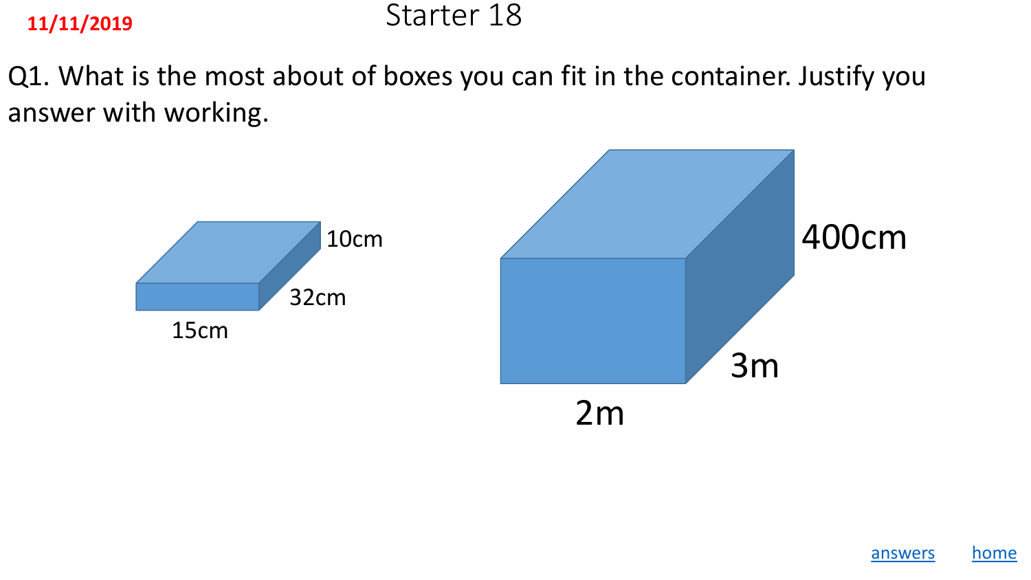11/11/2019

# Starter 18

Q1. What is the most about of boxes you can fit in the container. Justify you answer with working.

10cm

32cm

15cm

400cm

3m

2m

answers home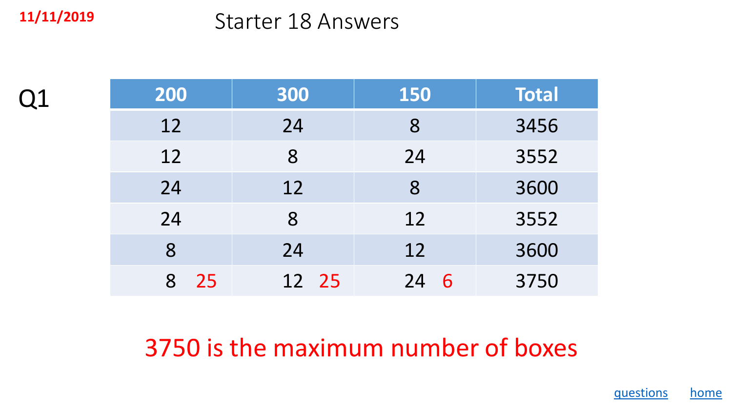11/11/2019

# Starter 18 Answers

Q1

| 200 | 300 | 150 | Total |
|---|---|---|---|
| 12 | 24 | 8 | 3456 |
| 12 | 8 | 24 | 3552 |
| 24 | 12 | 8 | 3600 |
| 24 | 8 | 12 | 3552 |
| 8 | 24 | 12 | 3600 |
| 8 25 | 12 25 | 24 6 | 3750 |

3750 is the maximum number of boxes

questions home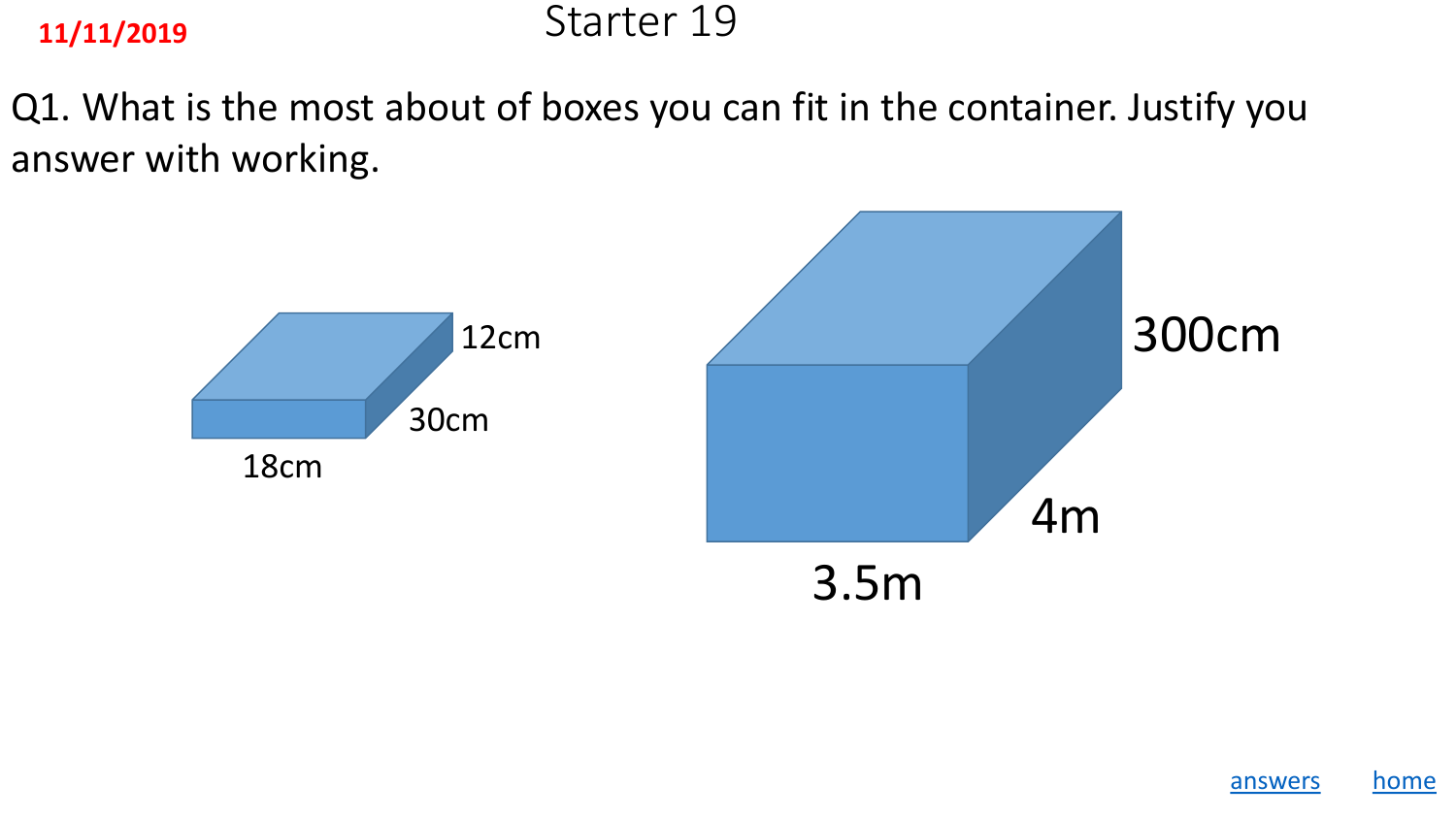11/11/2019

# Starter 19

Q1. What is the most about of boxes you can fit in the container. Justify you answer with working.

12cm

30cm

18cm

300cm

4m

3.5m

answers home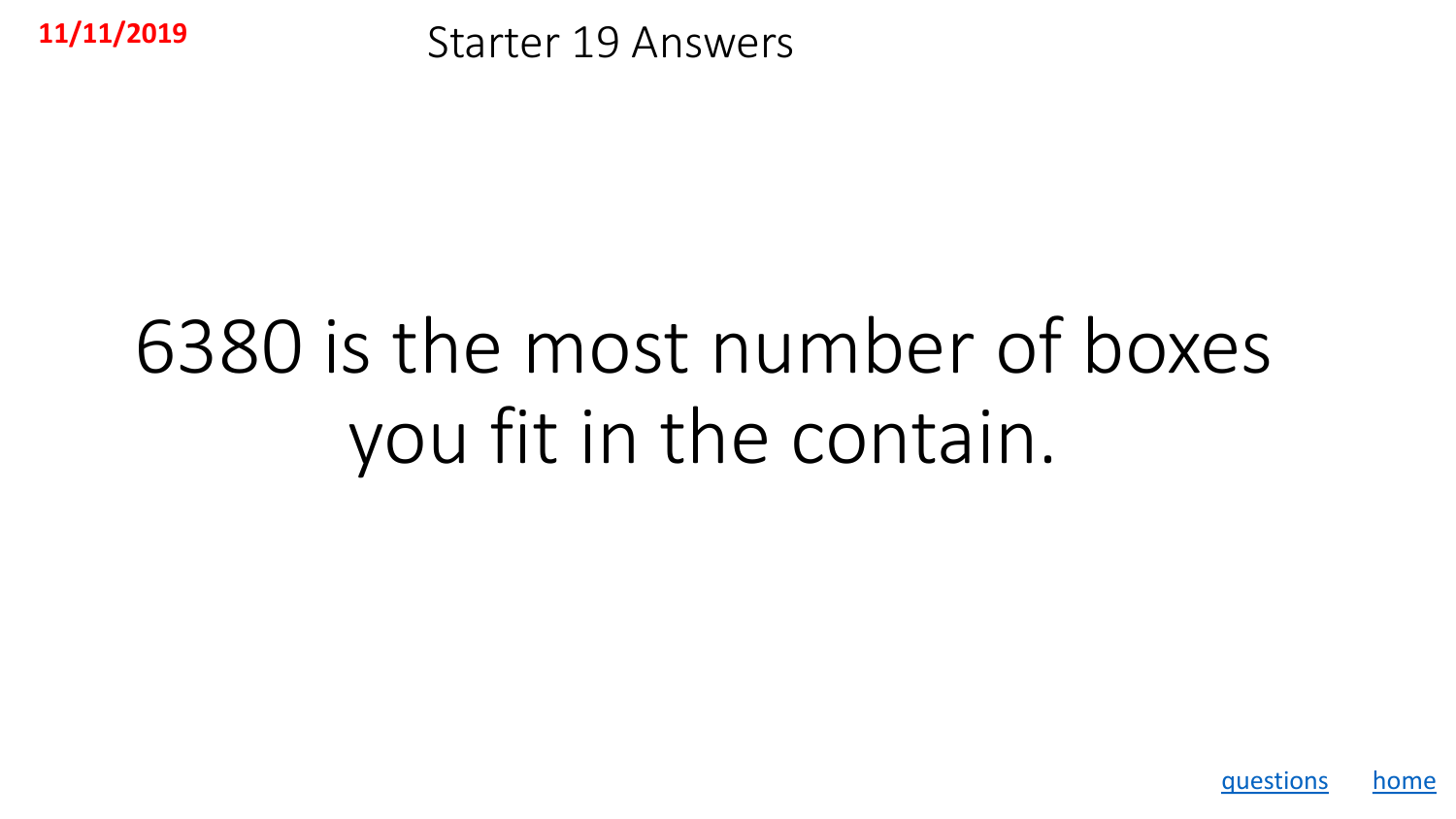11/11/2019

# Starter 19 Answers

6380 is the most number of boxes you fit in the contain.

questions home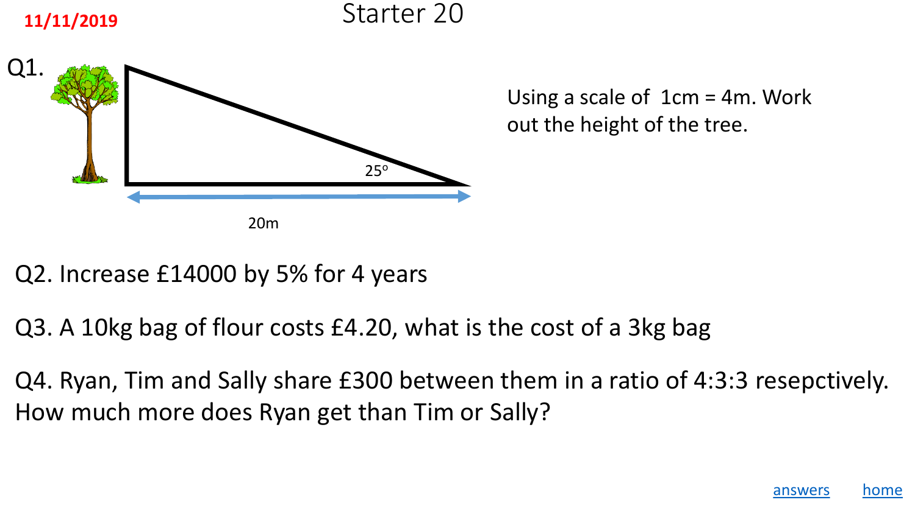11/11/2019

# Starter 20

Q1.

25°

20m

Using a scale of 1cm = 4m. Work out the height of the tree.

Q2. Increase £14000 by 5% for 4 years

Q3. A 10kg bag of flour costs £4.20, what is the cost of a 3kg bag

Q4. Ryan, Tim and Sally share £300 between them in a ratio of 4:3:3 resepctively. How much more does Ryan get than Tim or Sally?

answers home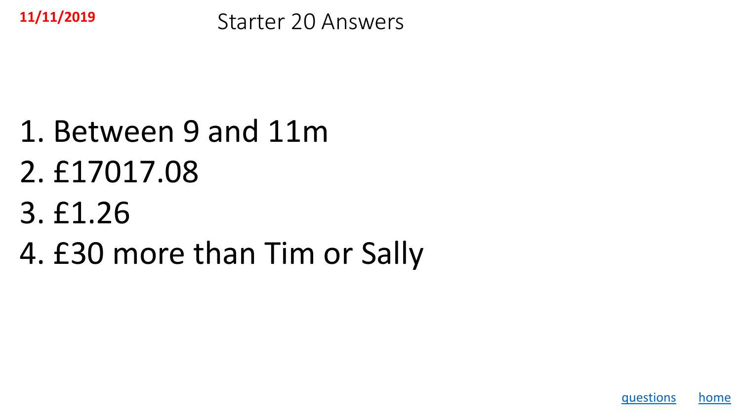**11/11/2019**

# Starter 20 Answers

1. Between 9 and 11m
2. £17017.08
3. £1.26
4. £30 more than Tim or Sally

questions home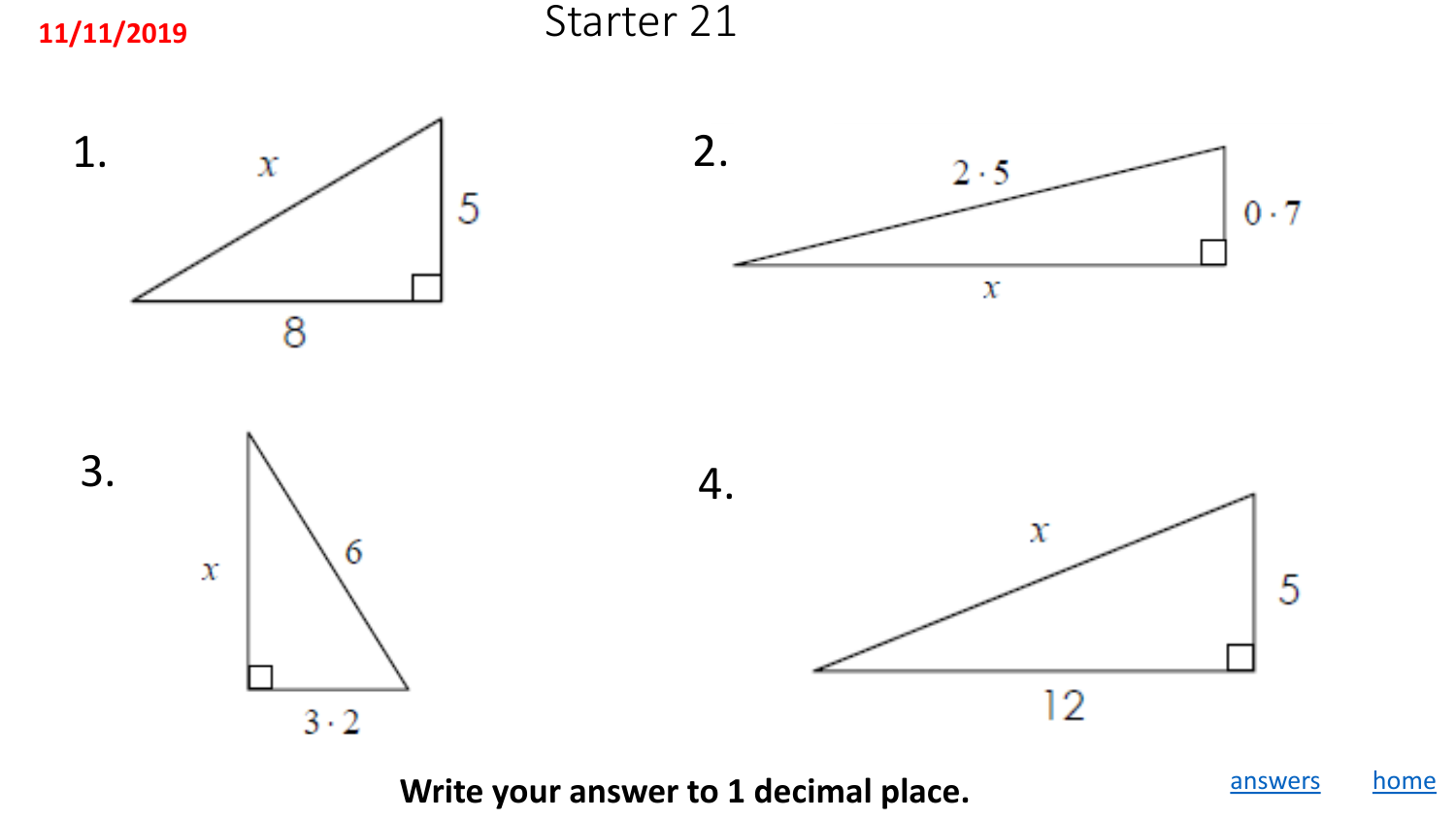11/11/2019

# Starter 21

1. Hypotenuse $x$, sides 5 and 8

2. Hypotenuse $2 \cdot 5$, sides $0 \cdot 7$ and $x$

3. Hypotenuse 6, sides $x$ and $3 \cdot 2$

4. Hypotenuse $x$, sides 5 and 12

**Write your answer to 1 decimal place.**

answers home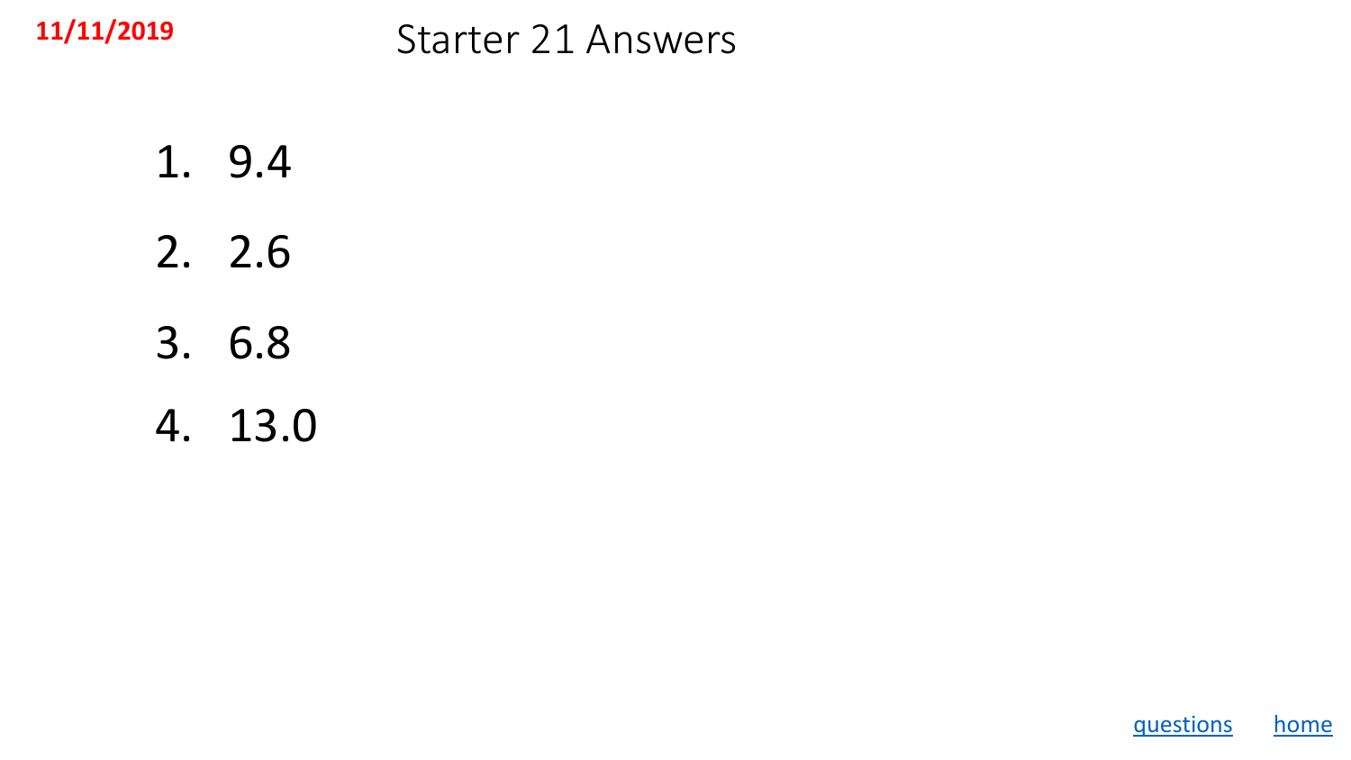11/11/2019

# Starter 21 Answers

1. 9.4
2. 2.6
3. 6.8
4. 13.0

questions home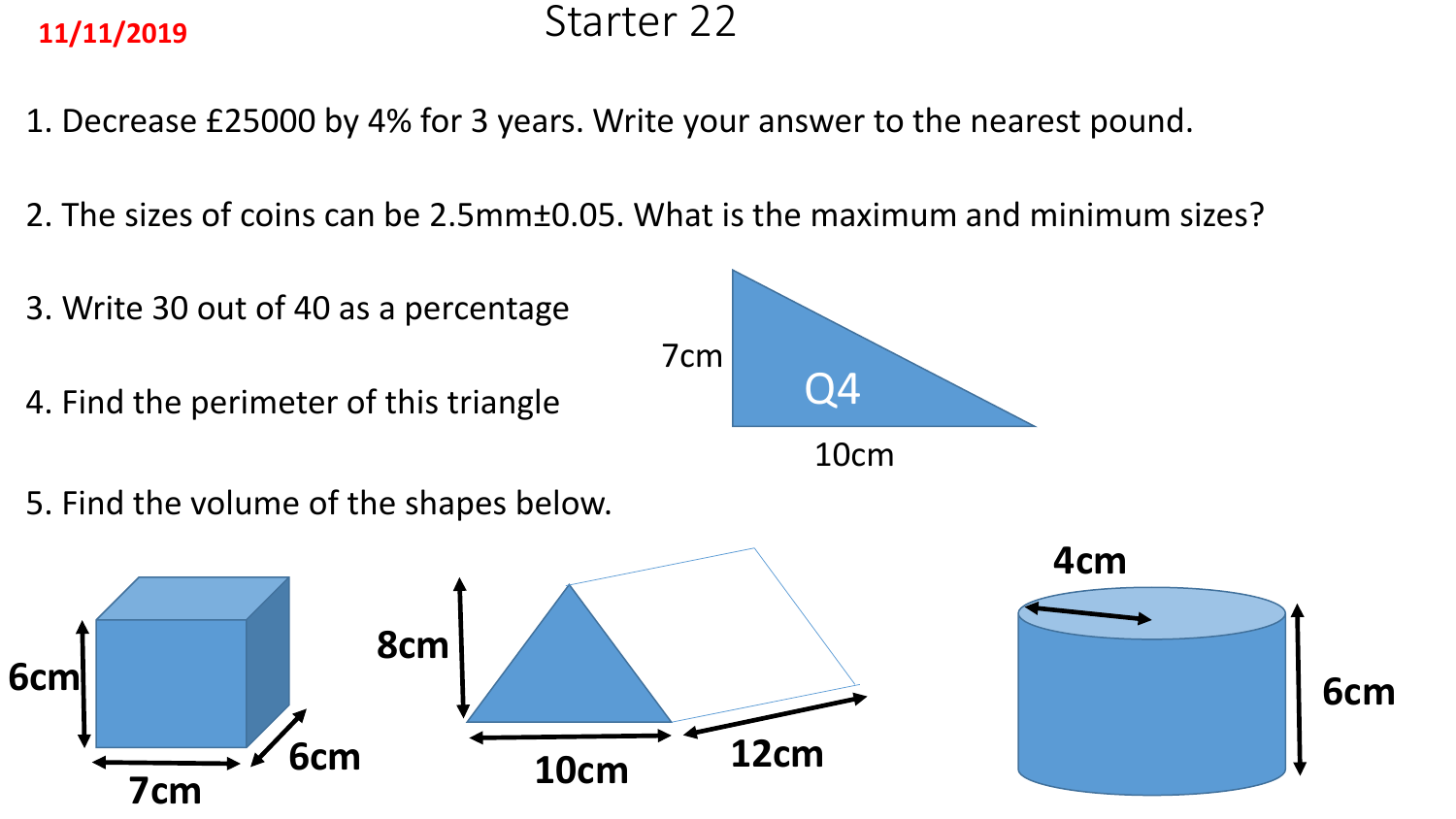11/11/2019

# Starter 22

1. Decrease £25000 by 4% for 3 years. Write your answer to the nearest pound.

2. The sizes of coins can be 2.5mm±0.05. What is the maximum and minimum sizes?

3. Write 30 out of 40 as a percentage

4. Find the perimeter of this triangle

Q4

7cm

10cm

5. Find the volume of the shapes below.

6cm 7cm 6cm

8cm 10cm 12cm

4cm 6cm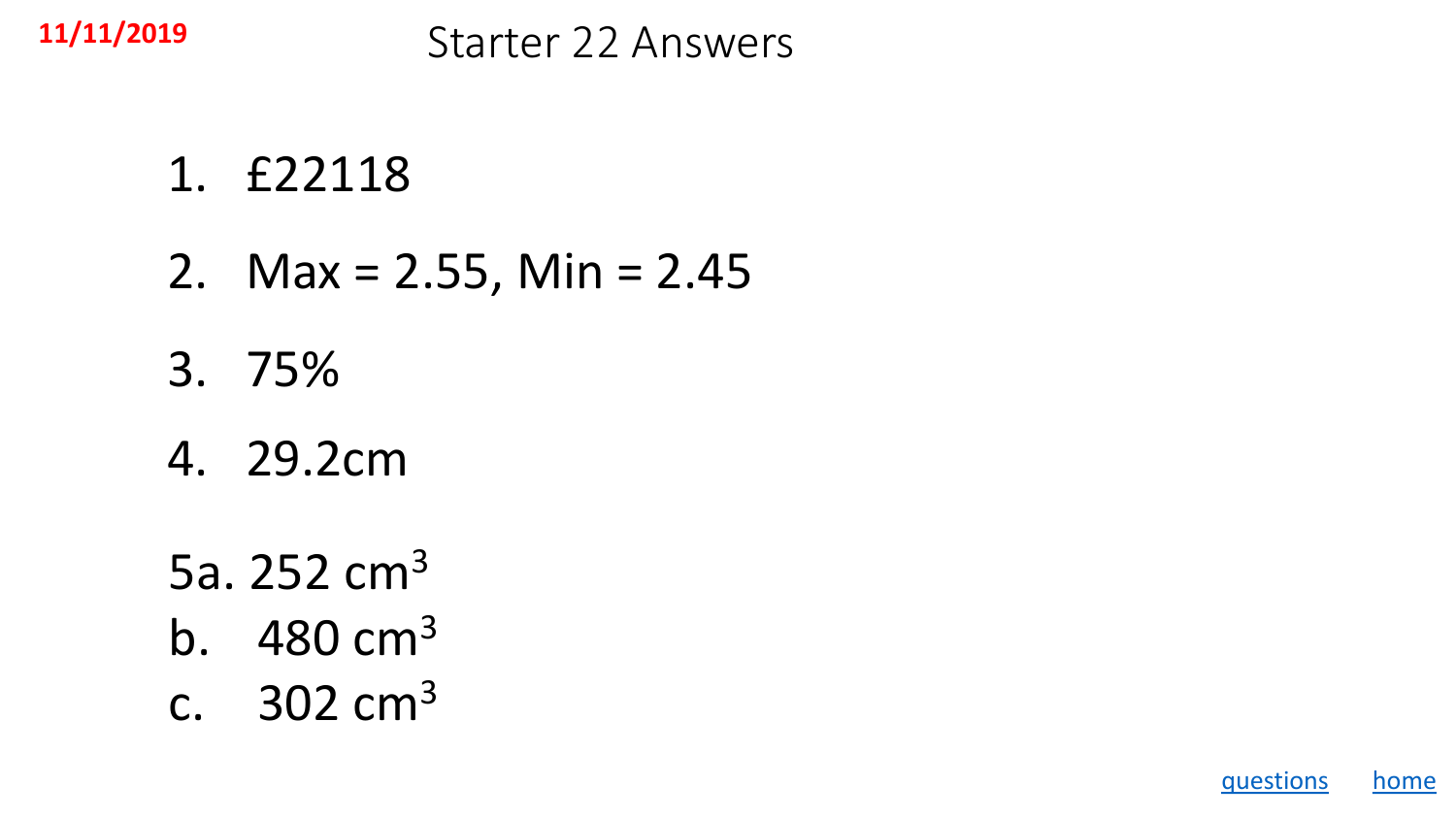11/11/2019

# Starter 22 Answers

1. £22118
2. Max = 2.55, Min = 2.45
3. 75%
4. 29.2cm

5a. 252 $cm^3$

b. 480 $cm^3$

c. 302 $cm^3$

questions home